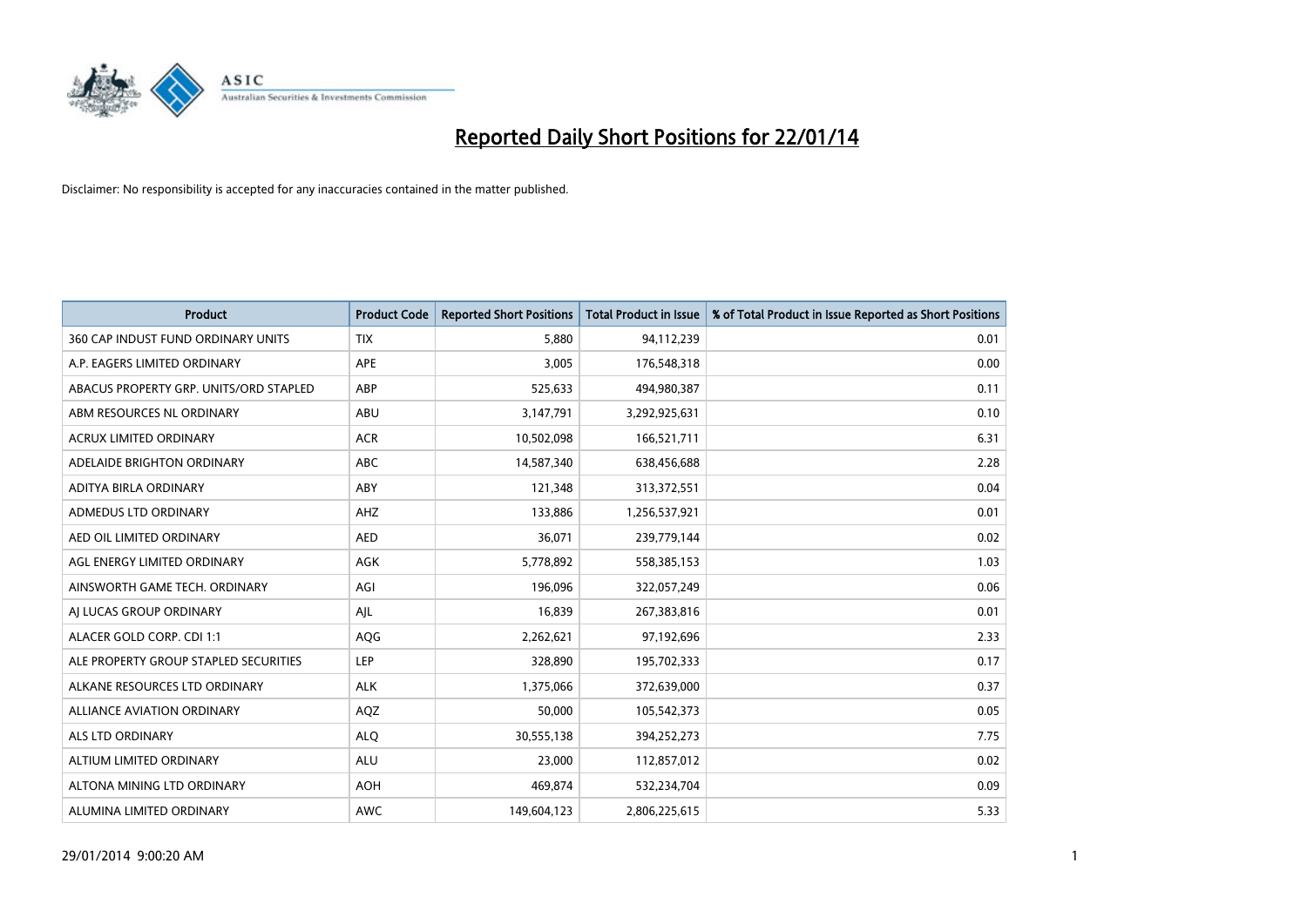# Reported Daily Short Positions for 22/01/14

Disclaimer: No responsibility is accepted for any inaccuracies contained in the matter published.

| Product | Product Code | Reported Short Positions | Total Product in Issue | % of Total Product in Issue Reported as Short Positions |
|---|---|---|---|---|
| 360 CAP INDUST FUND ORDINARY UNITS | TIX | 5,880 | 94,112,239 | 0.01 |
| A.P. EAGERS LIMITED ORDINARY | APE | 3,005 | 176,548,318 | 0.00 |
| ABACUS PROPERTY GRP. UNITS/ORD STAPLED | ABP | 525,633 | 494,980,387 | 0.11 |
| ABM RESOURCES NL ORDINARY | ABU | 3,147,791 | 3,292,925,631 | 0.10 |
| ACRUX LIMITED ORDINARY | ACR | 10,502,098 | 166,521,711 | 6.31 |
| ADELAIDE BRIGHTON ORDINARY | ABC | 14,587,340 | 638,456,688 | 2.28 |
| ADITYA BIRLA ORDINARY | ABY | 121,348 | 313,372,551 | 0.04 |
| ADMEDUS LTD ORDINARY | AHZ | 133,886 | 1,256,537,921 | 0.01 |
| AED OIL LIMITED ORDINARY | AED | 36,071 | 239,779,144 | 0.02 |
| AGL ENERGY LIMITED ORDINARY | AGK | 5,778,892 | 558,385,153 | 1.03 |
| AINSWORTH GAME TECH. ORDINARY | AGI | 196,096 | 322,057,249 | 0.06 |
| AJ LUCAS GROUP ORDINARY | AJL | 16,839 | 267,383,816 | 0.01 |
| ALACER GOLD CORP. CDI 1:1 | AQG | 2,262,621 | 97,192,696 | 2.33 |
| ALE PROPERTY GROUP STAPLED SECURITIES | LEP | 328,890 | 195,702,333 | 0.17 |
| ALKANE RESOURCES LTD ORDINARY | ALK | 1,375,066 | 372,639,000 | 0.37 |
| ALLIANCE AVIATION ORDINARY | AQZ | 50,000 | 105,542,373 | 0.05 |
| ALS LTD ORDINARY | ALQ | 30,555,138 | 394,252,273 | 7.75 |
| ALTIUM LIMITED ORDINARY | ALU | 23,000 | 112,857,012 | 0.02 |
| ALTONA MINING LTD ORDINARY | AOH | 469,874 | 532,234,704 | 0.09 |
| ALUMINA LIMITED ORDINARY | AWC | 149,604,123 | 2,806,225,615 | 5.33 |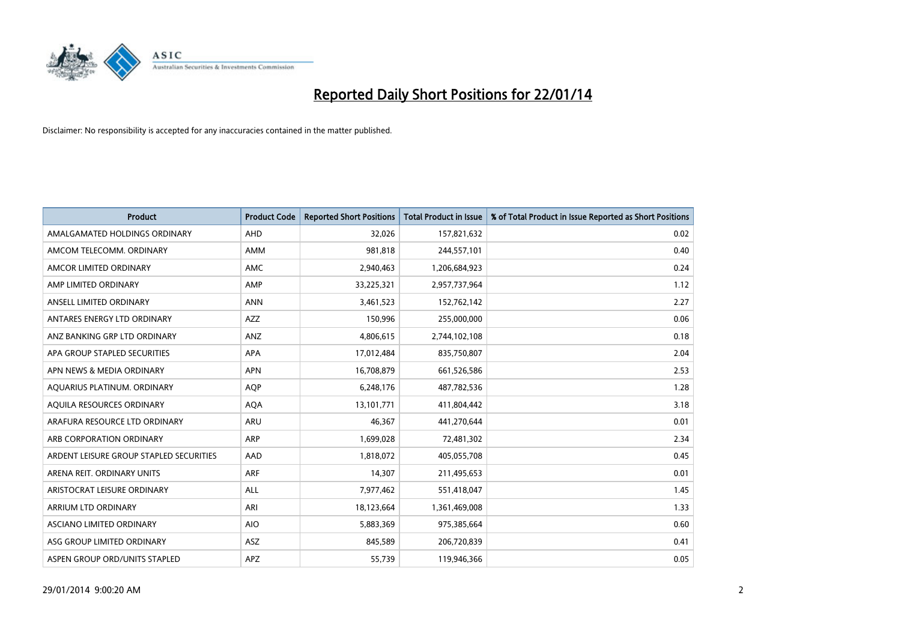# Reported Daily Short Positions for 22/01/14

Disclaimer: No responsibility is accepted for any inaccuracies contained in the matter published.

| Product | Product Code | Reported Short Positions | Total Product in Issue | % of Total Product in Issue Reported as Short Positions |
|---|---|---|---|---|
| AMALGAMATED HOLDINGS ORDINARY | AHD | 32,026 | 157,821,632 | 0.02 |
| AMCOM TELECOMM. ORDINARY | AMM | 981,818 | 244,557,101 | 0.40 |
| AMCOR LIMITED ORDINARY | AMC | 2,940,463 | 1,206,684,923 | 0.24 |
| AMP LIMITED ORDINARY | AMP | 33,225,321 | 2,957,737,964 | 1.12 |
| ANSELL LIMITED ORDINARY | ANN | 3,461,523 | 152,762,142 | 2.27 |
| ANTARES ENERGY LTD ORDINARY | AZZ | 150,996 | 255,000,000 | 0.06 |
| ANZ BANKING GRP LTD ORDINARY | ANZ | 4,806,615 | 2,744,102,108 | 0.18 |
| APA GROUP STAPLED SECURITIES | APA | 17,012,484 | 835,750,807 | 2.04 |
| APN NEWS & MEDIA ORDINARY | APN | 16,708,879 | 661,526,586 | 2.53 |
| AQUARIUS PLATINUM. ORDINARY | AQP | 6,248,176 | 487,782,536 | 1.28 |
| AQUILA RESOURCES ORDINARY | AQA | 13,101,771 | 411,804,442 | 3.18 |
| ARAFURA RESOURCE LTD ORDINARY | ARU | 46,367 | 441,270,644 | 0.01 |
| ARB CORPORATION ORDINARY | ARP | 1,699,028 | 72,481,302 | 2.34 |
| ARDENT LEISURE GROUP STAPLED SECURITIES | AAD | 1,818,072 | 405,055,708 | 0.45 |
| ARENA REIT. ORDINARY UNITS | ARF | 14,307 | 211,495,653 | 0.01 |
| ARISTOCRAT LEISURE ORDINARY | ALL | 7,977,462 | 551,418,047 | 1.45 |
| ARRIUM LTD ORDINARY | ARI | 18,123,664 | 1,361,469,008 | 1.33 |
| ASCIANO LIMITED ORDINARY | AIO | 5,883,369 | 975,385,664 | 0.60 |
| ASG GROUP LIMITED ORDINARY | ASZ | 845,589 | 206,720,839 | 0.41 |
| ASPEN GROUP ORD/UNITS STAPLED | APZ | 55,739 | 119,946,366 | 0.05 |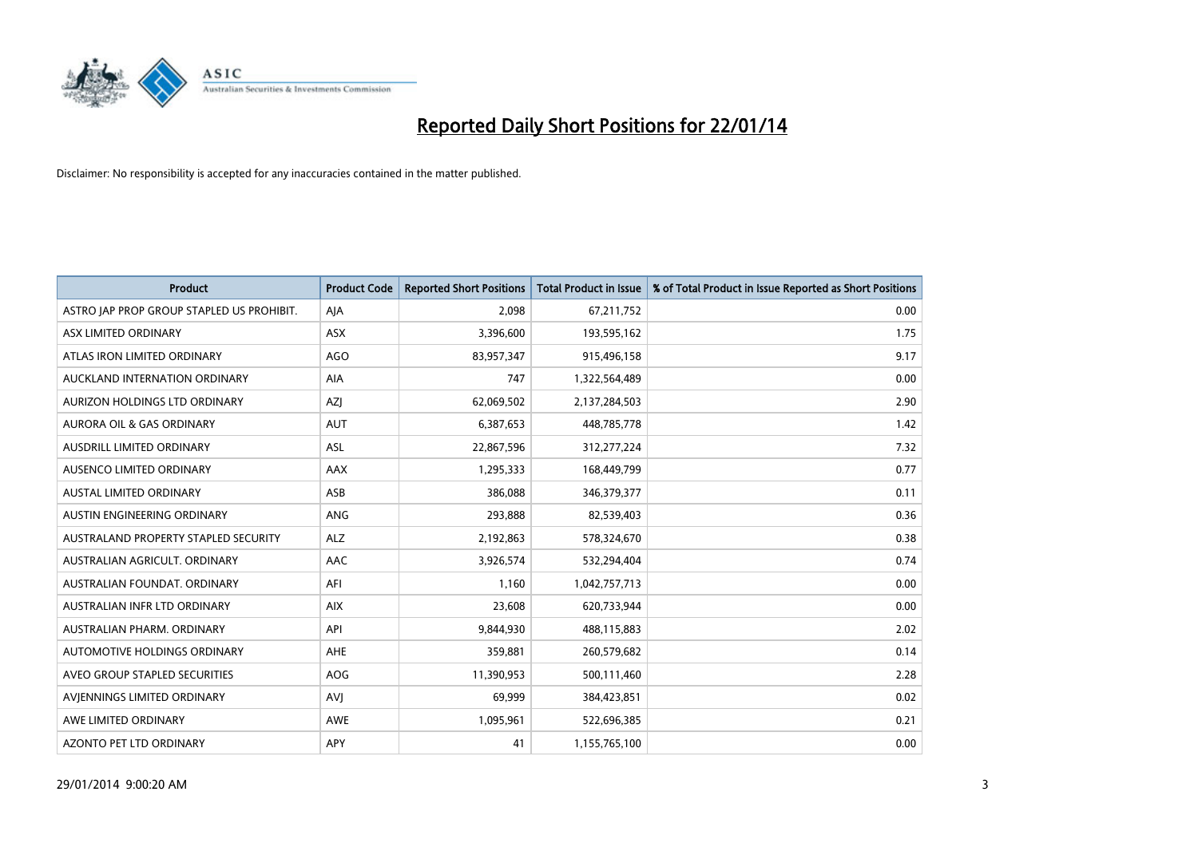# Reported Daily Short Positions for 22/01/14

Disclaimer: No responsibility is accepted for any inaccuracies contained in the matter published.

| Product | Product Code | Reported Short Positions | Total Product in Issue | % of Total Product in Issue Reported as Short Positions |
|---|---|---|---|---|
| ASTRO JAP PROP GROUP STAPLED US PROHIBIT. | AJA | 2,098 | 67,211,752 | 0.00 |
| ASX LIMITED ORDINARY | ASX | 3,396,600 | 193,595,162 | 1.75 |
| ATLAS IRON LIMITED ORDINARY | AGO | 83,957,347 | 915,496,158 | 9.17 |
| AUCKLAND INTERNATION ORDINARY | AIA | 747 | 1,322,564,489 | 0.00 |
| AURIZON HOLDINGS LTD ORDINARY | AZJ | 62,069,502 | 2,137,284,503 | 2.90 |
| AURORA OIL & GAS ORDINARY | AUT | 6,387,653 | 448,785,778 | 1.42 |
| AUSDRILL LIMITED ORDINARY | ASL | 22,867,596 | 312,277,224 | 7.32 |
| AUSENCO LIMITED ORDINARY | AAX | 1,295,333 | 168,449,799 | 0.77 |
| AUSTAL LIMITED ORDINARY | ASB | 386,088 | 346,379,377 | 0.11 |
| AUSTIN ENGINEERING ORDINARY | ANG | 293,888 | 82,539,403 | 0.36 |
| AUSTRALAND PROPERTY STAPLED SECURITY | ALZ | 2,192,863 | 578,324,670 | 0.38 |
| AUSTRALIAN AGRICULT. ORDINARY | AAC | 3,926,574 | 532,294,404 | 0.74 |
| AUSTRALIAN FOUNDAT. ORDINARY | AFI | 1,160 | 1,042,757,713 | 0.00 |
| AUSTRALIAN INFR LTD ORDINARY | AIX | 23,608 | 620,733,944 | 0.00 |
| AUSTRALIAN PHARM. ORDINARY | API | 9,844,930 | 488,115,883 | 2.02 |
| AUTOMOTIVE HOLDINGS ORDINARY | AHE | 359,881 | 260,579,682 | 0.14 |
| AVEO GROUP STAPLED SECURITIES | AOG | 11,390,953 | 500,111,460 | 2.28 |
| AVJENNINGS LIMITED ORDINARY | AVJ | 69,999 | 384,423,851 | 0.02 |
| AWE LIMITED ORDINARY | AWE | 1,095,961 | 522,696,385 | 0.21 |
| AZONTO PET LTD ORDINARY | APY | 41 | 1,155,765,100 | 0.00 |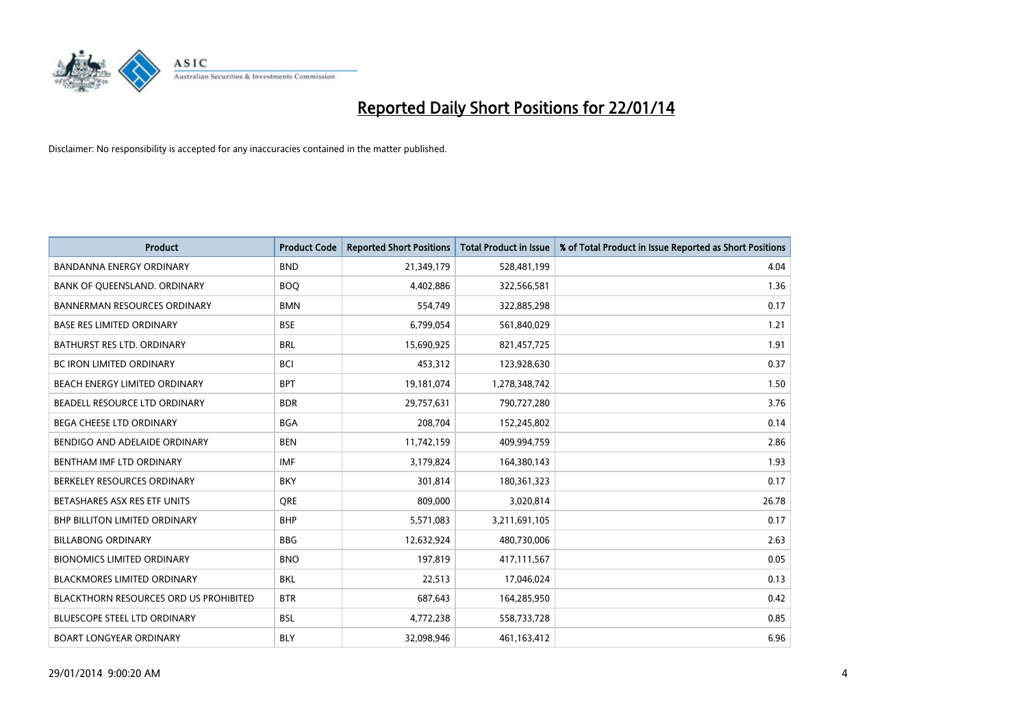# Reported Daily Short Positions for 22/01/14

Disclaimer: No responsibility is accepted for any inaccuracies contained in the matter published.

| Product | Product Code | Reported Short Positions | Total Product in Issue | % of Total Product in Issue Reported as Short Positions |
|---|---|---|---|---|
| BANDANNA ENERGY ORDINARY | BND | 21,349,179 | 528,481,199 | 4.04 |
| BANK OF QUEENSLAND. ORDINARY | BOQ | 4,402,886 | 322,566,581 | 1.36 |
| BANNERMAN RESOURCES ORDINARY | BMN | 554,749 | 322,885,298 | 0.17 |
| BASE RES LIMITED ORDINARY | BSE | 6,799,054 | 561,840,029 | 1.21 |
| BATHURST RES LTD. ORDINARY | BRL | 15,690,925 | 821,457,725 | 1.91 |
| BC IRON LIMITED ORDINARY | BCI | 453,312 | 123,928,630 | 0.37 |
| BEACH ENERGY LIMITED ORDINARY | BPT | 19,181,074 | 1,278,348,742 | 1.50 |
| BEADELL RESOURCE LTD ORDINARY | BDR | 29,757,631 | 790,727,280 | 3.76 |
| BEGA CHEESE LTD ORDINARY | BGA | 208,704 | 152,245,802 | 0.14 |
| BENDIGO AND ADELAIDE ORDINARY | BEN | 11,742,159 | 409,994,759 | 2.86 |
| BENTHAM IMF LTD ORDINARY | IMF | 3,179,824 | 164,380,143 | 1.93 |
| BERKELEY RESOURCES ORDINARY | BKY | 301,814 | 180,361,323 | 0.17 |
| BETASHARES ASX RES ETF UNITS | QRE | 809,000 | 3,020,814 | 26.78 |
| BHP BILLITON LIMITED ORDINARY | BHP | 5,571,083 | 3,211,691,105 | 0.17 |
| BILLABONG ORDINARY | BBG | 12,632,924 | 480,730,006 | 2.63 |
| BIONOMICS LIMITED ORDINARY | BNO | 197,819 | 417,111,567 | 0.05 |
| BLACKMORES LIMITED ORDINARY | BKL | 22,513 | 17,046,024 | 0.13 |
| BLACKTHORN RESOURCES ORD US PROHIBITED | BTR | 687,643 | 164,285,950 | 0.42 |
| BLUESCOPE STEEL LTD ORDINARY | BSL | 4,772,238 | 558,733,728 | 0.85 |
| BOART LONGYEAR ORDINARY | BLY | 32,098,946 | 461,163,412 | 6.96 |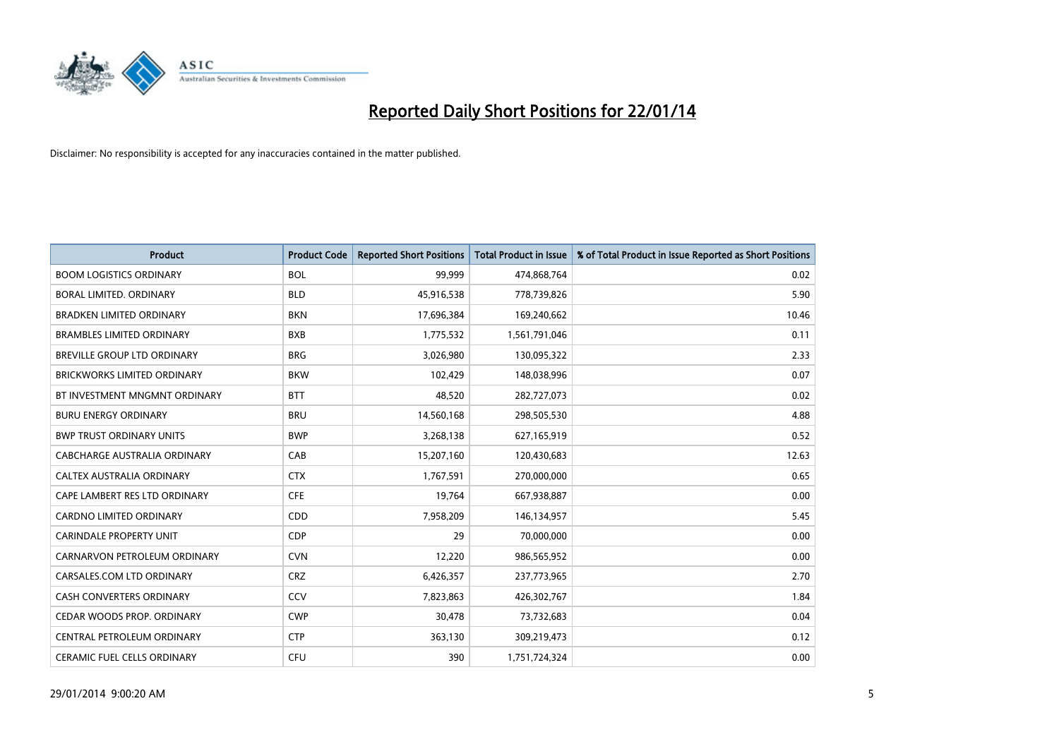# Reported Daily Short Positions for 22/01/14

Disclaimer: No responsibility is accepted for any inaccuracies contained in the matter published.

| Product | Product Code | Reported Short Positions | Total Product in Issue | % of Total Product in Issue Reported as Short Positions |
|---|---|---|---|---|
| BOOM LOGISTICS ORDINARY | BOL | 99,999 | 474,868,764 | 0.02 |
| BORAL LIMITED. ORDINARY | BLD | 45,916,538 | 778,739,826 | 5.90 |
| BRADKEN LIMITED ORDINARY | BKN | 17,696,384 | 169,240,662 | 10.46 |
| BRAMBLES LIMITED ORDINARY | BXB | 1,775,532 | 1,561,791,046 | 0.11 |
| BREVILLE GROUP LTD ORDINARY | BRG | 3,026,980 | 130,095,322 | 2.33 |
| BRICKWORKS LIMITED ORDINARY | BKW | 102,429 | 148,038,996 | 0.07 |
| BT INVESTMENT MNGMNT ORDINARY | BTT | 48,520 | 282,727,073 | 0.02 |
| BURU ENERGY ORDINARY | BRU | 14,560,168 | 298,505,530 | 4.88 |
| BWP TRUST ORDINARY UNITS | BWP | 3,268,138 | 627,165,919 | 0.52 |
| CABCHARGE AUSTRALIA ORDINARY | CAB | 15,207,160 | 120,430,683 | 12.63 |
| CALTEX AUSTRALIA ORDINARY | CTX | 1,767,591 | 270,000,000 | 0.65 |
| CAPE LAMBERT RES LTD ORDINARY | CFE | 19,764 | 667,938,887 | 0.00 |
| CARDNO LIMITED ORDINARY | CDD | 7,958,209 | 146,134,957 | 5.45 |
| CARINDALE PROPERTY UNIT | CDP | 29 | 70,000,000 | 0.00 |
| CARNARVON PETROLEUM ORDINARY | CVN | 12,220 | 986,565,952 | 0.00 |
| CARSALES.COM LTD ORDINARY | CRZ | 6,426,357 | 237,773,965 | 2.70 |
| CASH CONVERTERS ORDINARY | CCV | 7,823,863 | 426,302,767 | 1.84 |
| CEDAR WOODS PROP. ORDINARY | CWP | 30,478 | 73,732,683 | 0.04 |
| CENTRAL PETROLEUM ORDINARY | CTP | 363,130 | 309,219,473 | 0.12 |
| CERAMIC FUEL CELLS ORDINARY | CFU | 390 | 1,751,724,324 | 0.00 |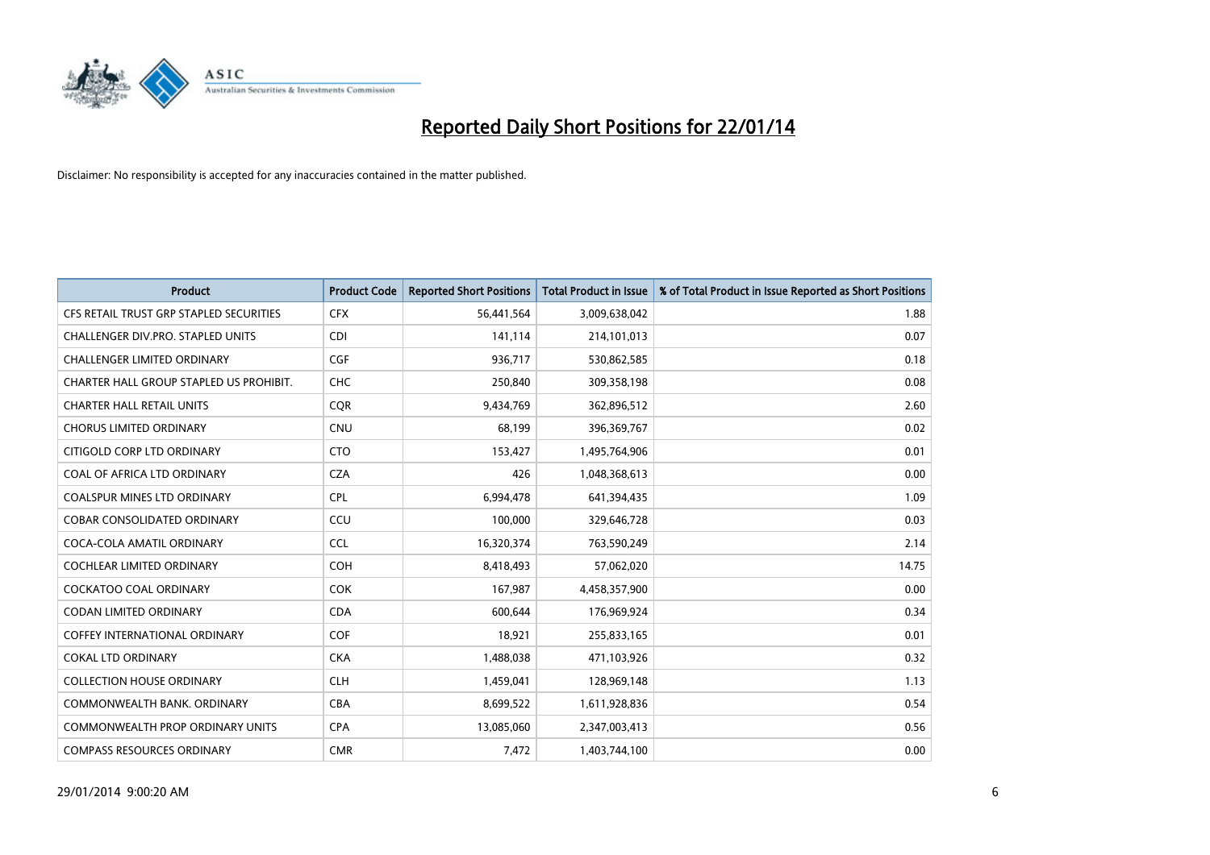# Reported Daily Short Positions for 22/01/14

Disclaimer: No responsibility is accepted for any inaccuracies contained in the matter published.

| Product | Product Code | Reported Short Positions | Total Product in Issue | % of Total Product in Issue Reported as Short Positions |
|---|---|---|---|---|
| CFS RETAIL TRUST GRP STAPLED SECURITIES | CFX | 56,441,564 | 3,009,638,042 | 1.88 |
| CHALLENGER DIV.PRO. STAPLED UNITS | CDI | 141,114 | 214,101,013 | 0.07 |
| CHALLENGER LIMITED ORDINARY | CGF | 936,717 | 530,862,585 | 0.18 |
| CHARTER HALL GROUP STAPLED US PROHIBIT. | CHC | 250,840 | 309,358,198 | 0.08 |
| CHARTER HALL RETAIL UNITS | CQR | 9,434,769 | 362,896,512 | 2.60 |
| CHORUS LIMITED ORDINARY | CNU | 68,199 | 396,369,767 | 0.02 |
| CITIGOLD CORP LTD ORDINARY | CTO | 153,427 | 1,495,764,906 | 0.01 |
| COAL OF AFRICA LTD ORDINARY | CZA | 426 | 1,048,368,613 | 0.00 |
| COALSPUR MINES LTD ORDINARY | CPL | 6,994,478 | 641,394,435 | 1.09 |
| COBAR CONSOLIDATED ORDINARY | CCU | 100,000 | 329,646,728 | 0.03 |
| COCA-COLA AMATIL ORDINARY | CCL | 16,320,374 | 763,590,249 | 2.14 |
| COCHLEAR LIMITED ORDINARY | COH | 8,418,493 | 57,062,020 | 14.75 |
| COCKATOO COAL ORDINARY | COK | 167,987 | 4,458,357,900 | 0.00 |
| CODAN LIMITED ORDINARY | CDA | 600,644 | 176,969,924 | 0.34 |
| COFFEY INTERNATIONAL ORDINARY | COF | 18,921 | 255,833,165 | 0.01 |
| COKAL LTD ORDINARY | CKA | 1,488,038 | 471,103,926 | 0.32 |
| COLLECTION HOUSE ORDINARY | CLH | 1,459,041 | 128,969,148 | 1.13 |
| COMMONWEALTH BANK. ORDINARY | CBA | 8,699,522 | 1,611,928,836 | 0.54 |
| COMMONWEALTH PROP ORDINARY UNITS | CPA | 13,085,060 | 2,347,003,413 | 0.56 |
| COMPASS RESOURCES ORDINARY | CMR | 7,472 | 1,403,744,100 | 0.00 |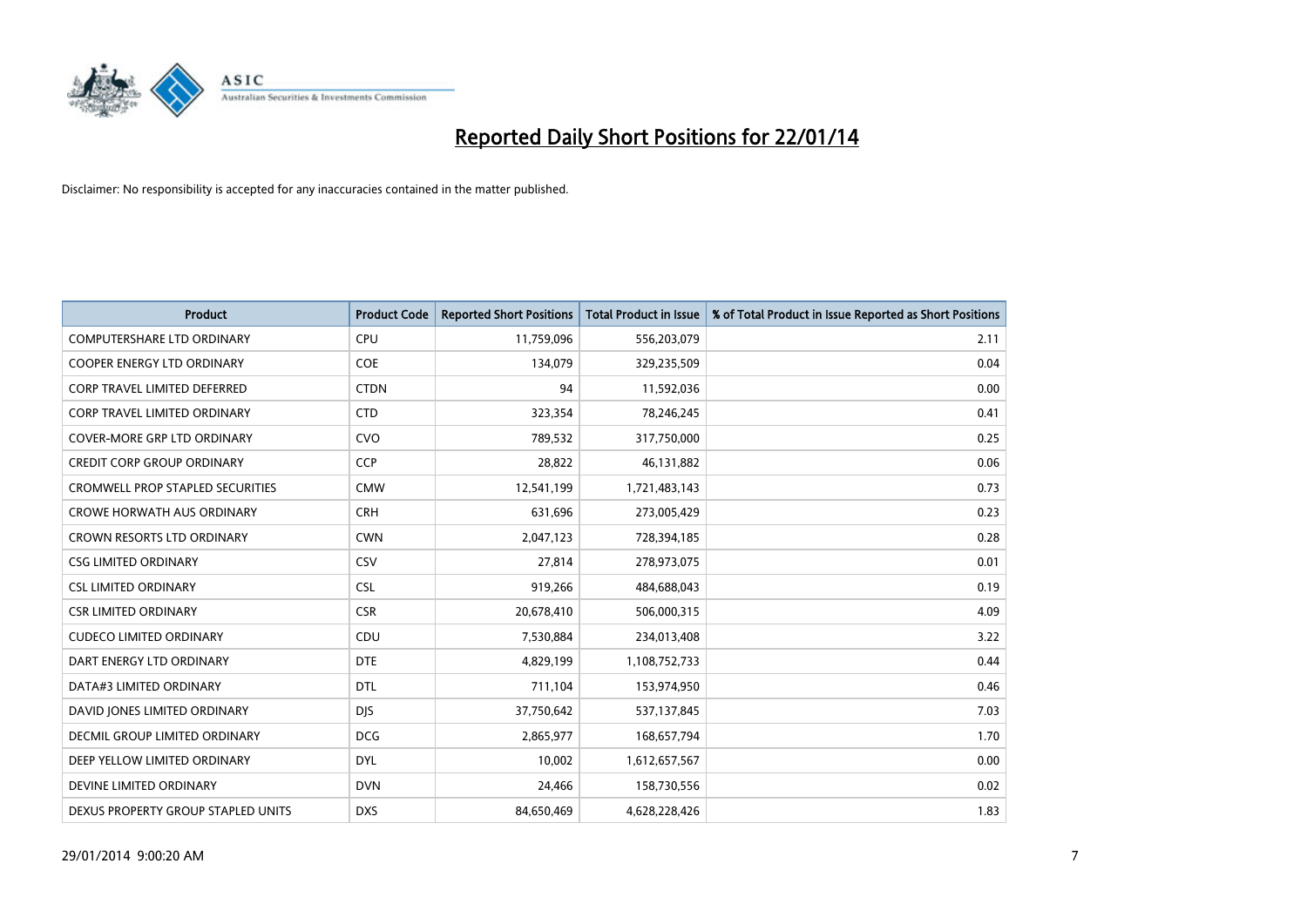# Reported Daily Short Positions for 22/01/14

Disclaimer: No responsibility is accepted for any inaccuracies contained in the matter published.

| Product | Product Code | Reported Short Positions | Total Product in Issue | % of Total Product in Issue Reported as Short Positions |
|---|---|---|---|---|
| COMPUTERSHARE LTD ORDINARY | CPU | 11,759,096 | 556,203,079 | 2.11 |
| COOPER ENERGY LTD ORDINARY | COE | 134,079 | 329,235,509 | 0.04 |
| CORP TRAVEL LIMITED DEFERRED | CTDN | 94 | 11,592,036 | 0.00 |
| CORP TRAVEL LIMITED ORDINARY | CTD | 323,354 | 78,246,245 | 0.41 |
| COVER-MORE GRP LTD ORDINARY | CVO | 789,532 | 317,750,000 | 0.25 |
| CREDIT CORP GROUP ORDINARY | CCP | 28,822 | 46,131,882 | 0.06 |
| CROMWELL PROP STAPLED SECURITIES | CMW | 12,541,199 | 1,721,483,143 | 0.73 |
| CROWE HORWATH AUS ORDINARY | CRH | 631,696 | 273,005,429 | 0.23 |
| CROWN RESORTS LTD ORDINARY | CWN | 2,047,123 | 728,394,185 | 0.28 |
| CSG LIMITED ORDINARY | CSV | 27,814 | 278,973,075 | 0.01 |
| CSL LIMITED ORDINARY | CSL | 919,266 | 484,688,043 | 0.19 |
| CSR LIMITED ORDINARY | CSR | 20,678,410 | 506,000,315 | 4.09 |
| CUDECO LIMITED ORDINARY | CDU | 7,530,884 | 234,013,408 | 3.22 |
| DART ENERGY LTD ORDINARY | DTE | 4,829,199 | 1,108,752,733 | 0.44 |
| DATA#3 LIMITED ORDINARY | DTL | 711,104 | 153,974,950 | 0.46 |
| DAVID JONES LIMITED ORDINARY | DJS | 37,750,642 | 537,137,845 | 7.03 |
| DECMIL GROUP LIMITED ORDINARY | DCG | 2,865,977 | 168,657,794 | 1.70 |
| DEEP YELLOW LIMITED ORDINARY | DYL | 10,002 | 1,612,657,567 | 0.00 |
| DEVINE LIMITED ORDINARY | DVN | 24,466 | 158,730,556 | 0.02 |
| DEXUS PROPERTY GROUP STAPLED UNITS | DXS | 84,650,469 | 4,628,228,426 | 1.83 |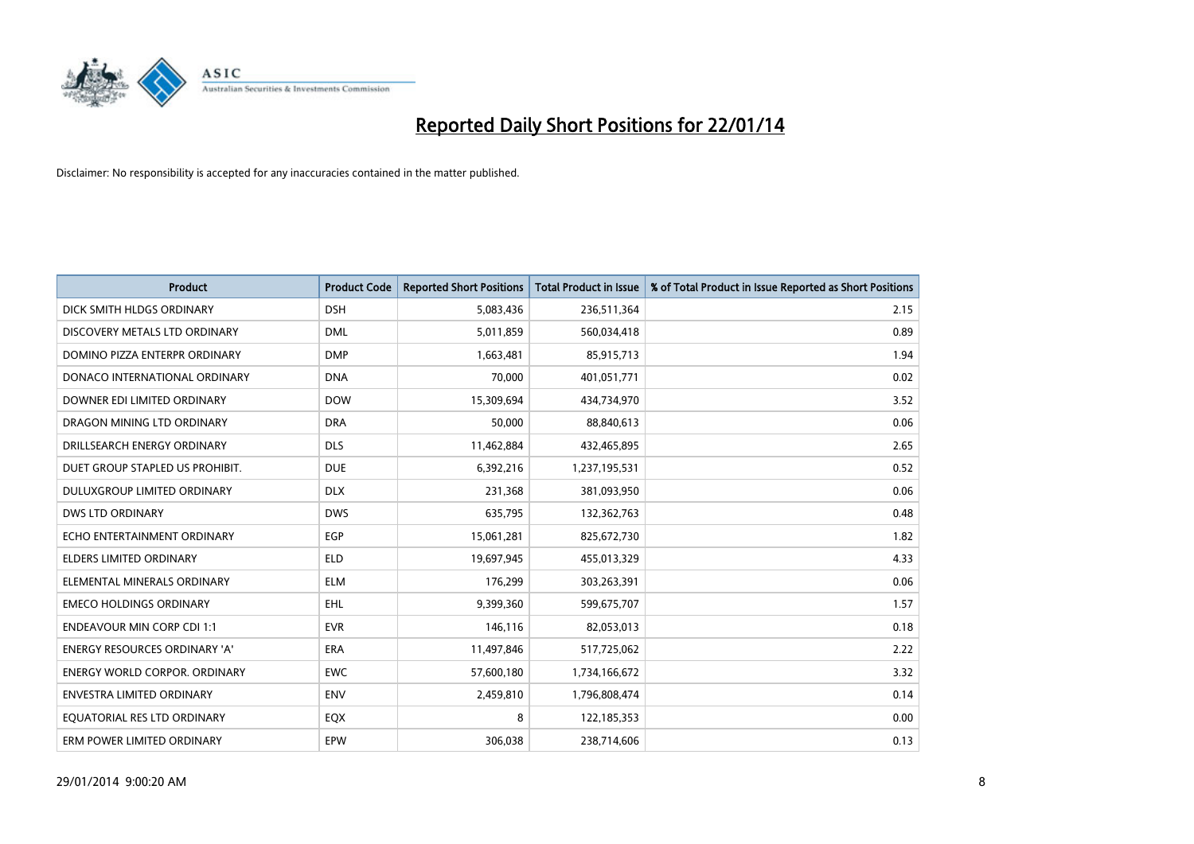# Reported Daily Short Positions for 22/01/14

Disclaimer: No responsibility is accepted for any inaccuracies contained in the matter published.

| Product | Product Code | Reported Short Positions | Total Product in Issue | % of Total Product in Issue Reported as Short Positions |
|---|---|---|---|---|
| DICK SMITH HLDGS ORDINARY | DSH | 5,083,436 | 236,511,364 | 2.15 |
| DISCOVERY METALS LTD ORDINARY | DML | 5,011,859 | 560,034,418 | 0.89 |
| DOMINO PIZZA ENTERPR ORDINARY | DMP | 1,663,481 | 85,915,713 | 1.94 |
| DONACO INTERNATIONAL ORDINARY | DNA | 70,000 | 401,051,771 | 0.02 |
| DOWNER EDI LIMITED ORDINARY | DOW | 15,309,694 | 434,734,970 | 3.52 |
| DRAGON MINING LTD ORDINARY | DRA | 50,000 | 88,840,613 | 0.06 |
| DRILLSEARCH ENERGY ORDINARY | DLS | 11,462,884 | 432,465,895 | 2.65 |
| DUET GROUP STAPLED US PROHIBIT. | DUE | 6,392,216 | 1,237,195,531 | 0.52 |
| DULUXGROUP LIMITED ORDINARY | DLX | 231,368 | 381,093,950 | 0.06 |
| DWS LTD ORDINARY | DWS | 635,795 | 132,362,763 | 0.48 |
| ECHO ENTERTAINMENT ORDINARY | EGP | 15,061,281 | 825,672,730 | 1.82 |
| ELDERS LIMITED ORDINARY | ELD | 19,697,945 | 455,013,329 | 4.33 |
| ELEMENTAL MINERALS ORDINARY | ELM | 176,299 | 303,263,391 | 0.06 |
| EMECO HOLDINGS ORDINARY | EHL | 9,399,360 | 599,675,707 | 1.57 |
| ENDEAVOUR MIN CORP CDI 1:1 | EVR | 146,116 | 82,053,013 | 0.18 |
| ENERGY RESOURCES ORDINARY 'A' | ERA | 11,497,846 | 517,725,062 | 2.22 |
| ENERGY WORLD CORPOR. ORDINARY | EWC | 57,600,180 | 1,734,166,672 | 3.32 |
| ENVESTRA LIMITED ORDINARY | ENV | 2,459,810 | 1,796,808,474 | 0.14 |
| EQUATORIAL RES LTD ORDINARY | EQX | 8 | 122,185,353 | 0.00 |
| ERM POWER LIMITED ORDINARY | EPW | 306,038 | 238,714,606 | 0.13 |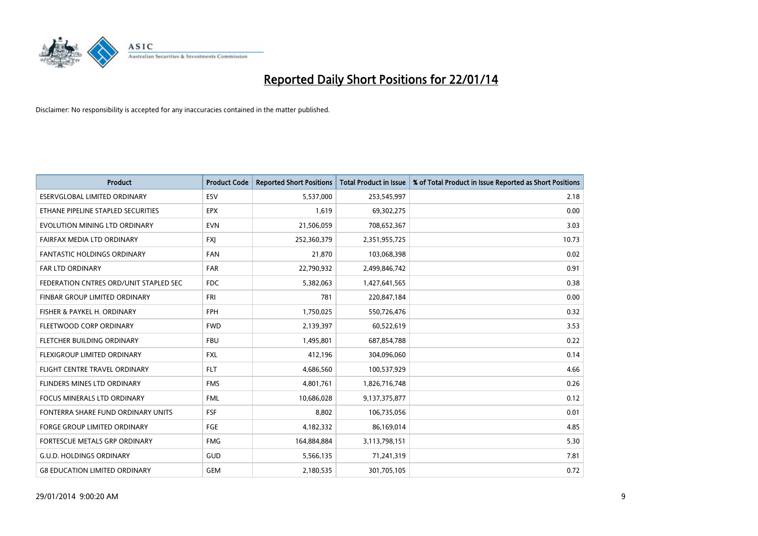# Reported Daily Short Positions for 22/01/14

Disclaimer: No responsibility is accepted for any inaccuracies contained in the matter published.

| Product | Product Code | Reported Short Positions | Total Product in Issue | % of Total Product in Issue Reported as Short Positions |
|---|---|---|---|---|
| ESERVGLOBAL LIMITED ORDINARY | ESV | 5,537,000 | 253,545,997 | 2.18 |
| ETHANE PIPELINE STAPLED SECURITIES | EPX | 1,619 | 69,302,275 | 0.00 |
| EVOLUTION MINING LTD ORDINARY | EVN | 21,506,059 | 708,652,367 | 3.03 |
| FAIRFAX MEDIA LTD ORDINARY | FXJ | 252,360,379 | 2,351,955,725 | 10.73 |
| FANTASTIC HOLDINGS ORDINARY | FAN | 21,870 | 103,068,398 | 0.02 |
| FAR LTD ORDINARY | FAR | 22,790,932 | 2,499,846,742 | 0.91 |
| FEDERATION CNTRES ORD/UNIT STAPLED SEC | FDC | 5,382,063 | 1,427,641,565 | 0.38 |
| FINBAR GROUP LIMITED ORDINARY | FRI | 781 | 220,847,184 | 0.00 |
| FISHER & PAYKEL H. ORDINARY | FPH | 1,750,025 | 550,726,476 | 0.32 |
| FLEETWOOD CORP ORDINARY | FWD | 2,139,397 | 60,522,619 | 3.53 |
| FLETCHER BUILDING ORDINARY | FBU | 1,495,801 | 687,854,788 | 0.22 |
| FLEXIGROUP LIMITED ORDINARY | FXL | 412,196 | 304,096,060 | 0.14 |
| FLIGHT CENTRE TRAVEL ORDINARY | FLT | 4,686,560 | 100,537,929 | 4.66 |
| FLINDERS MINES LTD ORDINARY | FMS | 4,801,761 | 1,826,716,748 | 0.26 |
| FOCUS MINERALS LTD ORDINARY | FML | 10,686,028 | 9,137,375,877 | 0.12 |
| FONTERRA SHARE FUND ORDINARY UNITS | FSF | 8,802 | 106,735,056 | 0.01 |
| FORGE GROUP LIMITED ORDINARY | FGE | 4,182,332 | 86,169,014 | 4.85 |
| FORTESCUE METALS GRP ORDINARY | FMG | 164,884,884 | 3,113,798,151 | 5.30 |
| G.U.D. HOLDINGS ORDINARY | GUD | 5,566,135 | 71,241,319 | 7.81 |
| G8 EDUCATION LIMITED ORDINARY | GEM | 2,180,535 | 301,705,105 | 0.72 |

29/01/2014 9:00:20 AM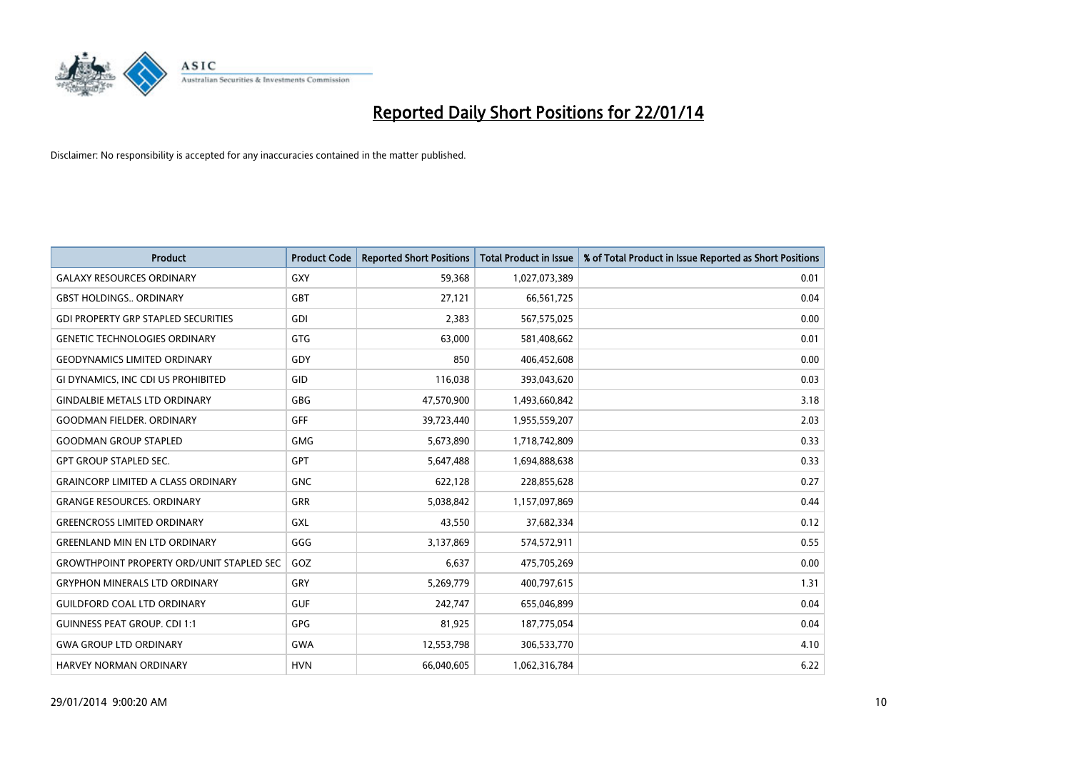# Reported Daily Short Positions for 22/01/14

Disclaimer: No responsibility is accepted for any inaccuracies contained in the matter published.

| Product | Product Code | Reported Short Positions | Total Product in Issue | % of Total Product in Issue Reported as Short Positions |
|---|---|---|---|---|
| GALAXY RESOURCES ORDINARY | GXY | 59,368 | 1,027,073,389 | 0.01 |
| GBST HOLDINGS.. ORDINARY | GBT | 27,121 | 66,561,725 | 0.04 |
| GDI PROPERTY GRP STAPLED SECURITIES | GDI | 2,383 | 567,575,025 | 0.00 |
| GENETIC TECHNOLOGIES ORDINARY | GTG | 63,000 | 581,408,662 | 0.01 |
| GEODYNAMICS LIMITED ORDINARY | GDY | 850 | 406,452,608 | 0.00 |
| GI DYNAMICS, INC CDI US PROHIBITED | GID | 116,038 | 393,043,620 | 0.03 |
| GINDALBIE METALS LTD ORDINARY | GBG | 47,570,900 | 1,493,660,842 | 3.18 |
| GOODMAN FIELDER. ORDINARY | GFF | 39,723,440 | 1,955,559,207 | 2.03 |
| GOODMAN GROUP STAPLED | GMG | 5,673,890 | 1,718,742,809 | 0.33 |
| GPT GROUP STAPLED SEC. | GPT | 5,647,488 | 1,694,888,638 | 0.33 |
| GRAINCORP LIMITED A CLASS ORDINARY | GNC | 622,128 | 228,855,628 | 0.27 |
| GRANGE RESOURCES. ORDINARY | GRR | 5,038,842 | 1,157,097,869 | 0.44 |
| GREENCROSS LIMITED ORDINARY | GXL | 43,550 | 37,682,334 | 0.12 |
| GREENLAND MIN EN LTD ORDINARY | GGG | 3,137,869 | 574,572,911 | 0.55 |
| GROWTHPOINT PROPERTY ORD/UNIT STAPLED SEC | GOZ | 6,637 | 475,705,269 | 0.00 |
| GRYPHON MINERALS LTD ORDINARY | GRY | 5,269,779 | 400,797,615 | 1.31 |
| GUILDFORD COAL LTD ORDINARY | GUF | 242,747 | 655,046,899 | 0.04 |
| GUINNESS PEAT GROUP. CDI 1:1 | GPG | 81,925 | 187,775,054 | 0.04 |
| GWA GROUP LTD ORDINARY | GWA | 12,553,798 | 306,533,770 | 4.10 |
| HARVEY NORMAN ORDINARY | HVN | 66,040,605 | 1,062,316,784 | 6.22 |

29/01/2014 9:00:20 AM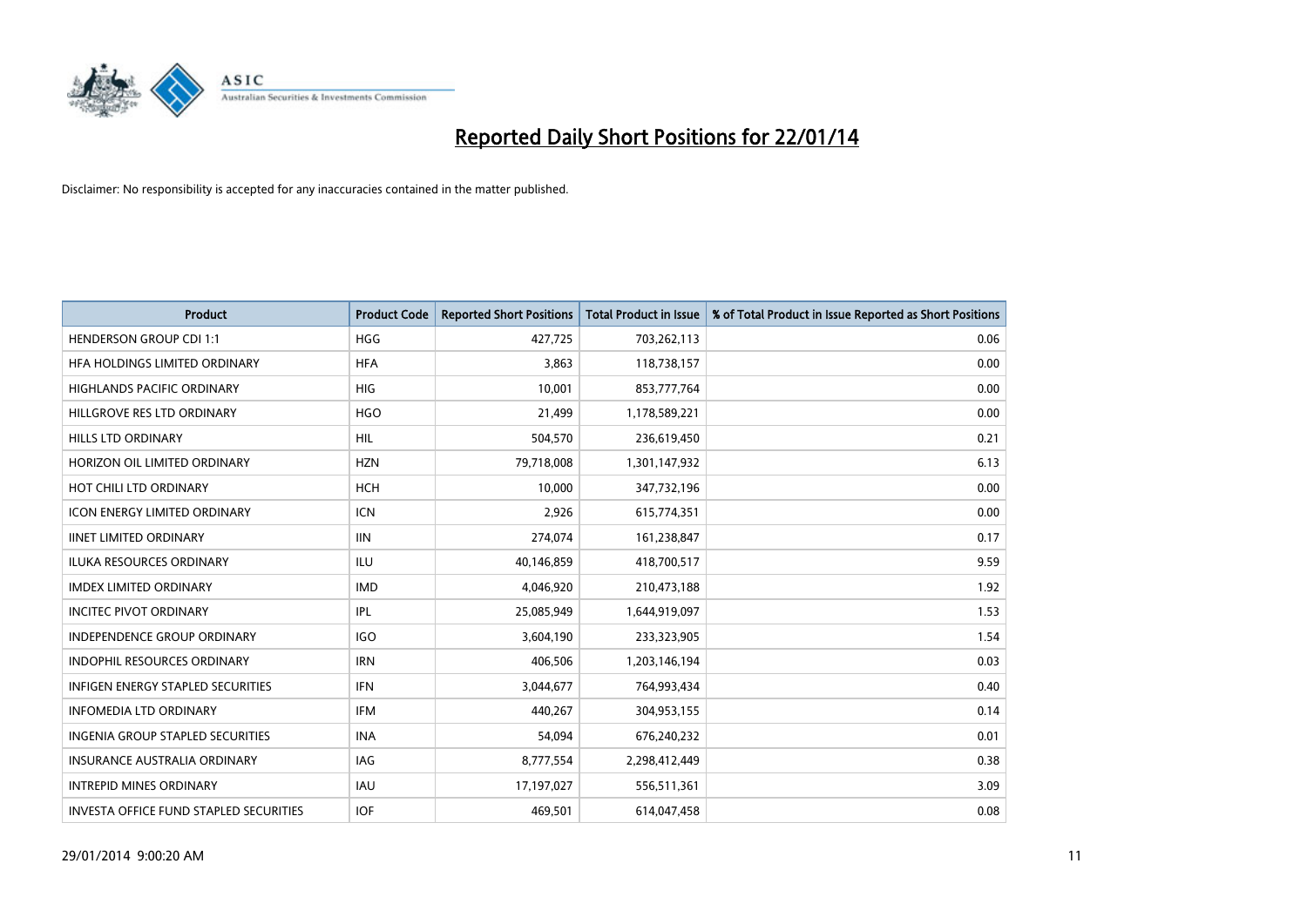# Reported Daily Short Positions for 22/01/14

Disclaimer: No responsibility is accepted for any inaccuracies contained in the matter published.

| Product | Product Code | Reported Short Positions | Total Product in Issue | % of Total Product in Issue Reported as Short Positions |
|---|---|---|---|---|
| HENDERSON GROUP CDI 1:1 | HGG | 427,725 | 703,262,113 | 0.06 |
| HFA HOLDINGS LIMITED ORDINARY | HFA | 3,863 | 118,738,157 | 0.00 |
| HIGHLANDS PACIFIC ORDINARY | HIG | 10,001 | 853,777,764 | 0.00 |
| HILLGROVE RES LTD ORDINARY | HGO | 21,499 | 1,178,589,221 | 0.00 |
| HILLS LTD ORDINARY | HIL | 504,570 | 236,619,450 | 0.21 |
| HORIZON OIL LIMITED ORDINARY | HZN | 79,718,008 | 1,301,147,932 | 6.13 |
| HOT CHILI LTD ORDINARY | HCH | 10,000 | 347,732,196 | 0.00 |
| ICON ENERGY LIMITED ORDINARY | ICN | 2,926 | 615,774,351 | 0.00 |
| IINET LIMITED ORDINARY | IIN | 274,074 | 161,238,847 | 0.17 |
| ILUKA RESOURCES ORDINARY | ILU | 40,146,859 | 418,700,517 | 9.59 |
| IMDEX LIMITED ORDINARY | IMD | 4,046,920 | 210,473,188 | 1.92 |
| INCITEC PIVOT ORDINARY | IPL | 25,085,949 | 1,644,919,097 | 1.53 |
| INDEPENDENCE GROUP ORDINARY | IGO | 3,604,190 | 233,323,905 | 1.54 |
| INDOPHIL RESOURCES ORDINARY | IRN | 406,506 | 1,203,146,194 | 0.03 |
| INFIGEN ENERGY STAPLED SECURITIES | IFN | 3,044,677 | 764,993,434 | 0.40 |
| INFOMEDIA LTD ORDINARY | IFM | 440,267 | 304,953,155 | 0.14 |
| INGENIA GROUP STAPLED SECURITIES | INA | 54,094 | 676,240,232 | 0.01 |
| INSURANCE AUSTRALIA ORDINARY | IAG | 8,777,554 | 2,298,412,449 | 0.38 |
| INTREPID MINES ORDINARY | IAU | 17,197,027 | 556,511,361 | 3.09 |
| INVESTA OFFICE FUND STAPLED SECURITIES | IOF | 469,501 | 614,047,458 | 0.08 |

29/01/2014 9:00:20 AM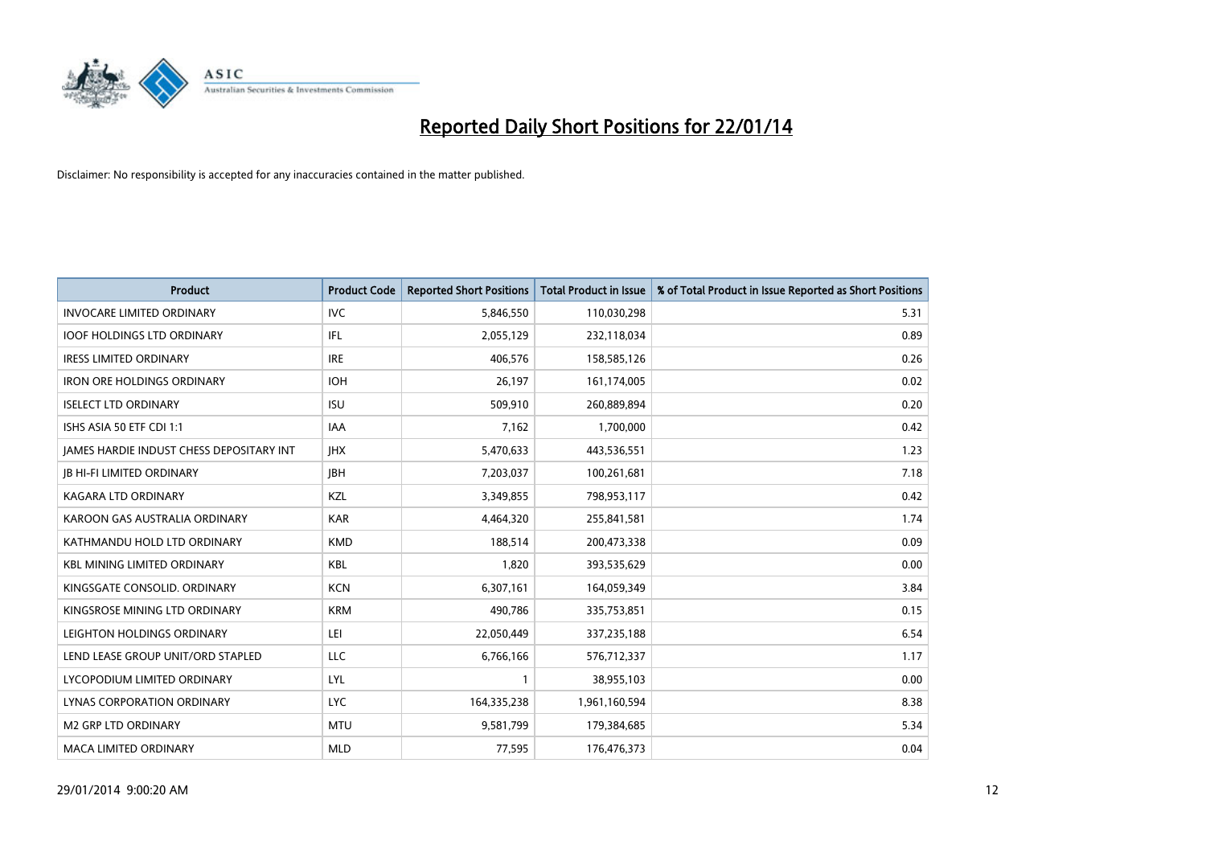# Reported Daily Short Positions for 22/01/14

Disclaimer: No responsibility is accepted for any inaccuracies contained in the matter published.

| Product | Product Code | Reported Short Positions | Total Product in Issue | % of Total Product in Issue Reported as Short Positions |
|---|---|---|---|---|
| INVOCARE LIMITED ORDINARY | IVC | 5,846,550 | 110,030,298 | 5.31 |
| IOOF HOLDINGS LTD ORDINARY | IFL | 2,055,129 | 232,118,034 | 0.89 |
| IRESS LIMITED ORDINARY | IRE | 406,576 | 158,585,126 | 0.26 |
| IRON ORE HOLDINGS ORDINARY | IOH | 26,197 | 161,174,005 | 0.02 |
| ISELECT LTD ORDINARY | ISU | 509,910 | 260,889,894 | 0.20 |
| ISHS ASIA 50 ETF CDI 1:1 | IAA | 7,162 | 1,700,000 | 0.42 |
| JAMES HARDIE INDUST CHESS DEPOSITARY INT | JHX | 5,470,633 | 443,536,551 | 1.23 |
| JB HI-FI LIMITED ORDINARY | JBH | 7,203,037 | 100,261,681 | 7.18 |
| KAGARA LTD ORDINARY | KZL | 3,349,855 | 798,953,117 | 0.42 |
| KAROON GAS AUSTRALIA ORDINARY | KAR | 4,464,320 | 255,841,581 | 1.74 |
| KATHMANDU HOLD LTD ORDINARY | KMD | 188,514 | 200,473,338 | 0.09 |
| KBL MINING LIMITED ORDINARY | KBL | 1,820 | 393,535,629 | 0.00 |
| KINGSGATE CONSOLID. ORDINARY | KCN | 6,307,161 | 164,059,349 | 3.84 |
| KINGSROSE MINING LTD ORDINARY | KRM | 490,786 | 335,753,851 | 0.15 |
| LEIGHTON HOLDINGS ORDINARY | LEI | 22,050,449 | 337,235,188 | 6.54 |
| LEND LEASE GROUP UNIT/ORD STAPLED | LLC | 6,766,166 | 576,712,337 | 1.17 |
| LYCOPODIUM LIMITED ORDINARY | LYL | 1 | 38,955,103 | 0.00 |
| LYNAS CORPORATION ORDINARY | LYC | 164,335,238 | 1,961,160,594 | 8.38 |
| M2 GRP LTD ORDINARY | MTU | 9,581,799 | 179,384,685 | 5.34 |
| MACA LIMITED ORDINARY | MLD | 77,595 | 176,476,373 | 0.04 |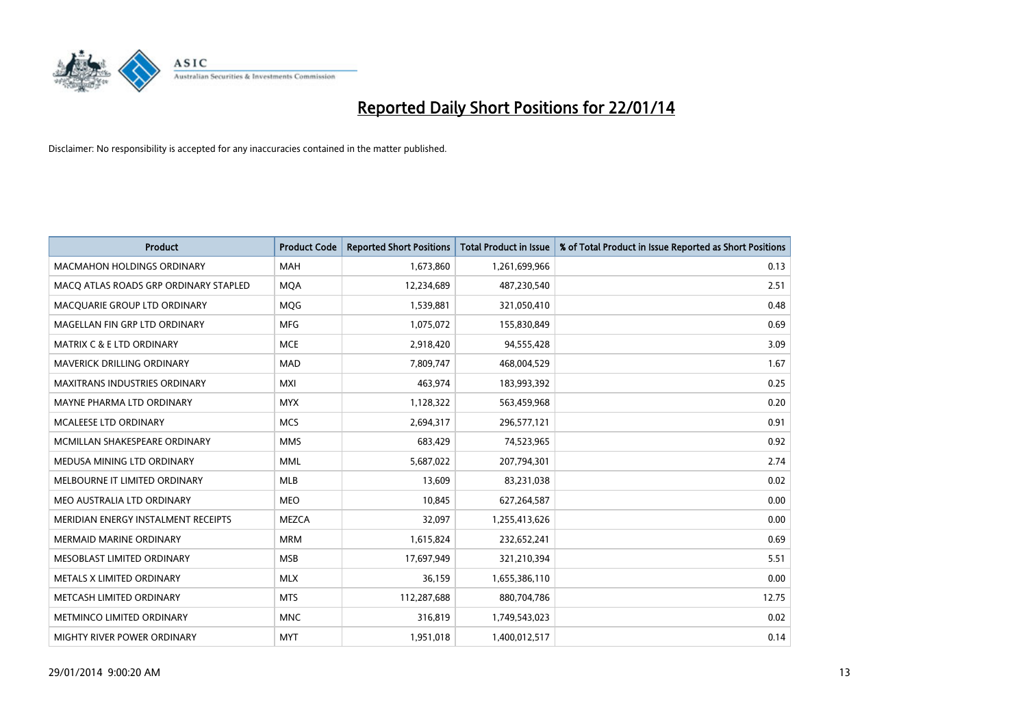# Reported Daily Short Positions for 22/01/14

Disclaimer: No responsibility is accepted for any inaccuracies contained in the matter published.

| Product | Product Code | Reported Short Positions | Total Product in Issue | % of Total Product in Issue Reported as Short Positions |
|---|---|---|---|---|
| MACMAHON HOLDINGS ORDINARY | MAH | 1,673,860 | 1,261,699,966 | 0.13 |
| MACQ ATLAS ROADS GRP ORDINARY STAPLED | MQA | 12,234,689 | 487,230,540 | 2.51 |
| MACQUARIE GROUP LTD ORDINARY | MQG | 1,539,881 | 321,050,410 | 0.48 |
| MAGELLAN FIN GRP LTD ORDINARY | MFG | 1,075,072 | 155,830,849 | 0.69 |
| MATRIX C & E LTD ORDINARY | MCE | 2,918,420 | 94,555,428 | 3.09 |
| MAVERICK DRILLING ORDINARY | MAD | 7,809,747 | 468,004,529 | 1.67 |
| MAXITRANS INDUSTRIES ORDINARY | MXI | 463,974 | 183,993,392 | 0.25 |
| MAYNE PHARMA LTD ORDINARY | MYX | 1,128,322 | 563,459,968 | 0.20 |
| MCALEESE LTD ORDINARY | MCS | 2,694,317 | 296,577,121 | 0.91 |
| MCMILLAN SHAKESPEARE ORDINARY | MMS | 683,429 | 74,523,965 | 0.92 |
| MEDUSA MINING LTD ORDINARY | MML | 5,687,022 | 207,794,301 | 2.74 |
| MELBOURNE IT LIMITED ORDINARY | MLB | 13,609 | 83,231,038 | 0.02 |
| MEO AUSTRALIA LTD ORDINARY | MEO | 10,845 | 627,264,587 | 0.00 |
| MERIDIAN ENERGY INSTALMENT RECEIPTS | MEZCA | 32,097 | 1,255,413,626 | 0.00 |
| MERMAID MARINE ORDINARY | MRM | 1,615,824 | 232,652,241 | 0.69 |
| MESOBLAST LIMITED ORDINARY | MSB | 17,697,949 | 321,210,394 | 5.51 |
| METALS X LIMITED ORDINARY | MLX | 36,159 | 1,655,386,110 | 0.00 |
| METCASH LIMITED ORDINARY | MTS | 112,287,688 | 880,704,786 | 12.75 |
| METMINCO LIMITED ORDINARY | MNC | 316,819 | 1,749,543,023 | 0.02 |
| MIGHTY RIVER POWER ORDINARY | MYT | 1,951,018 | 1,400,012,517 | 0.14 |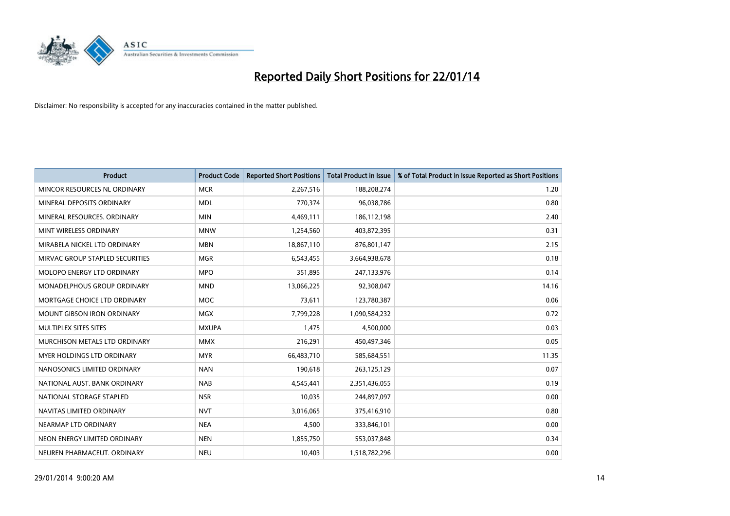# Reported Daily Short Positions for 22/01/14

Disclaimer: No responsibility is accepted for any inaccuracies contained in the matter published.

| Product | Product Code | Reported Short Positions | Total Product in Issue | % of Total Product in Issue Reported as Short Positions |
|---|---|---|---|---|
| MINCOR RESOURCES NL ORDINARY | MCR | 2,267,516 | 188,208,274 | 1.20 |
| MINERAL DEPOSITS ORDINARY | MDL | 770,374 | 96,038,786 | 0.80 |
| MINERAL RESOURCES. ORDINARY | MIN | 4,469,111 | 186,112,198 | 2.40 |
| MINT WIRELESS ORDINARY | MNW | 1,254,560 | 403,872,395 | 0.31 |
| MIRABELA NICKEL LTD ORDINARY | MBN | 18,867,110 | 876,801,147 | 2.15 |
| MIRVAC GROUP STAPLED SECURITIES | MGR | 6,543,455 | 3,664,938,678 | 0.18 |
| MOLOPO ENERGY LTD ORDINARY | MPO | 351,895 | 247,133,976 | 0.14 |
| MONADELPHOUS GROUP ORDINARY | MND | 13,066,225 | 92,308,047 | 14.16 |
| MORTGAGE CHOICE LTD ORDINARY | MOC | 73,611 | 123,780,387 | 0.06 |
| MOUNT GIBSON IRON ORDINARY | MGX | 7,799,228 | 1,090,584,232 | 0.72 |
| MULTIPLEX SITES SITES | MXUPA | 1,475 | 4,500,000 | 0.03 |
| MURCHISON METALS LTD ORDINARY | MMX | 216,291 | 450,497,346 | 0.05 |
| MYER HOLDINGS LTD ORDINARY | MYR | 66,483,710 | 585,684,551 | 11.35 |
| NANOSONICS LIMITED ORDINARY | NAN | 190,618 | 263,125,129 | 0.07 |
| NATIONAL AUST. BANK ORDINARY | NAB | 4,545,441 | 2,351,436,055 | 0.19 |
| NATIONAL STORAGE STAPLED | NSR | 10,035 | 244,897,097 | 0.00 |
| NAVITAS LIMITED ORDINARY | NVT | 3,016,065 | 375,416,910 | 0.80 |
| NEARMAP LTD ORDINARY | NEA | 4,500 | 333,846,101 | 0.00 |
| NEON ENERGY LIMITED ORDINARY | NEN | 1,855,750 | 553,037,848 | 0.34 |
| NEUREN PHARMACEUT. ORDINARY | NEU | 10,403 | 1,518,782,296 | 0.00 |

29/01/2014 9:00:20 AM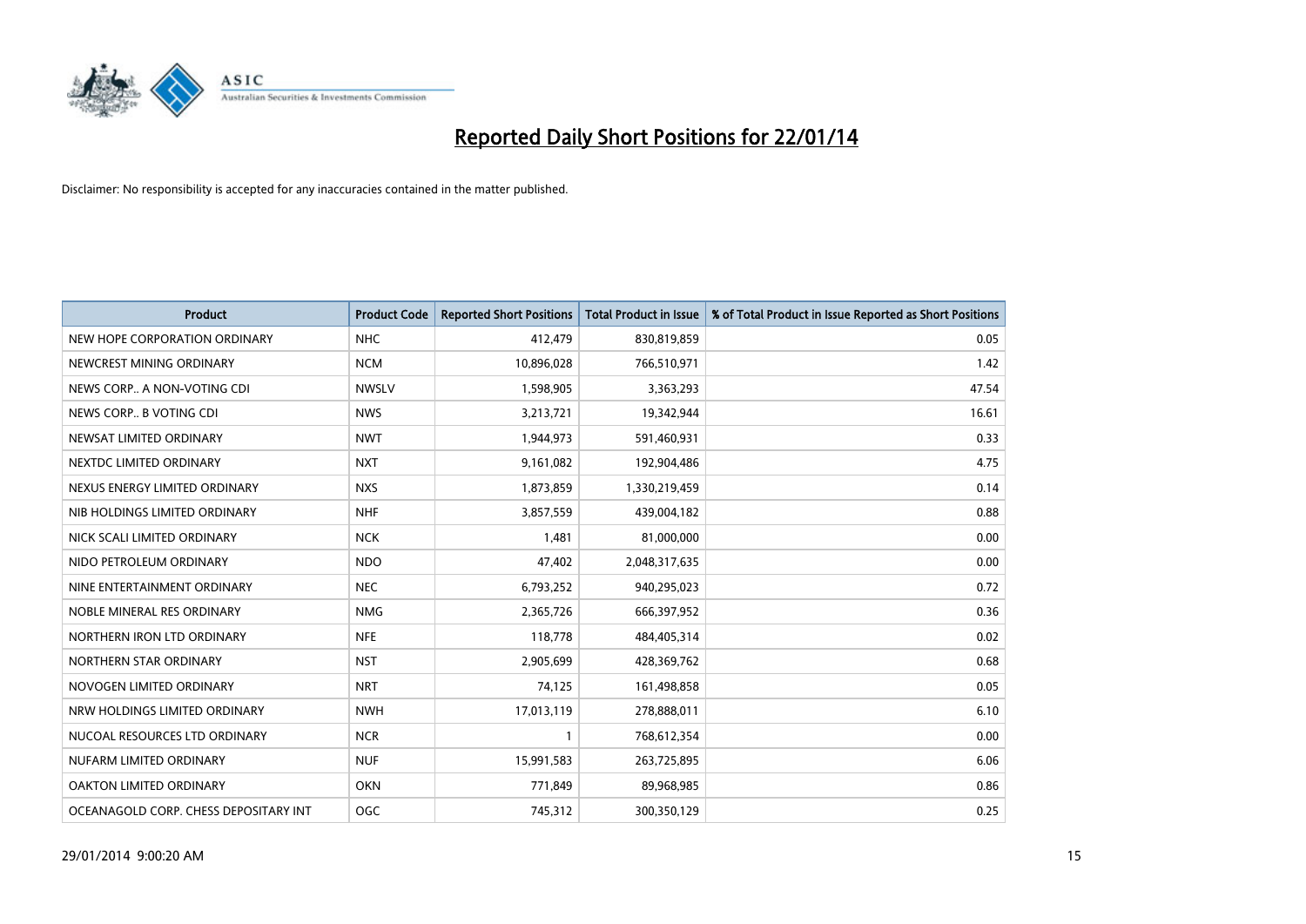# Reported Daily Short Positions for 22/01/14

Disclaimer: No responsibility is accepted for any inaccuracies contained in the matter published.

| Product | Product Code | Reported Short Positions | Total Product in Issue | % of Total Product in Issue Reported as Short Positions |
|---|---|---|---|---|
| NEW HOPE CORPORATION ORDINARY | NHC | 412,479 | 830,819,859 | 0.05 |
| NEWCREST MINING ORDINARY | NCM | 10,896,028 | 766,510,971 | 1.42 |
| NEWS CORP.. A NON-VOTING CDI | NWSLV | 1,598,905 | 3,363,293 | 47.54 |
| NEWS CORP.. B VOTING CDI | NWS | 3,213,721 | 19,342,944 | 16.61 |
| NEWSAT LIMITED ORDINARY | NWT | 1,944,973 | 591,460,931 | 0.33 |
| NEXTDC LIMITED ORDINARY | NXT | 9,161,082 | 192,904,486 | 4.75 |
| NEXUS ENERGY LIMITED ORDINARY | NXS | 1,873,859 | 1,330,219,459 | 0.14 |
| NIB HOLDINGS LIMITED ORDINARY | NHF | 3,857,559 | 439,004,182 | 0.88 |
| NICK SCALI LIMITED ORDINARY | NCK | 1,481 | 81,000,000 | 0.00 |
| NIDO PETROLEUM ORDINARY | NDO | 47,402 | 2,048,317,635 | 0.00 |
| NINE ENTERTAINMENT ORDINARY | NEC | 6,793,252 | 940,295,023 | 0.72 |
| NOBLE MINERAL RES ORDINARY | NMG | 2,365,726 | 666,397,952 | 0.36 |
| NORTHERN IRON LTD ORDINARY | NFE | 118,778 | 484,405,314 | 0.02 |
| NORTHERN STAR ORDINARY | NST | 2,905,699 | 428,369,762 | 0.68 |
| NOVOGEN LIMITED ORDINARY | NRT | 74,125 | 161,498,858 | 0.05 |
| NRW HOLDINGS LIMITED ORDINARY | NWH | 17,013,119 | 278,888,011 | 6.10 |
| NUCOAL RESOURCES LTD ORDINARY | NCR | 1 | 768,612,354 | 0.00 |
| NUFARM LIMITED ORDINARY | NUF | 15,991,583 | 263,725,895 | 6.06 |
| OAKTON LIMITED ORDINARY | OKN | 771,849 | 89,968,985 | 0.86 |
| OCEANAGOLD CORP. CHESS DEPOSITARY INT | OGC | 745,312 | 300,350,129 | 0.25 |

29/01/2014 9:00:20 AM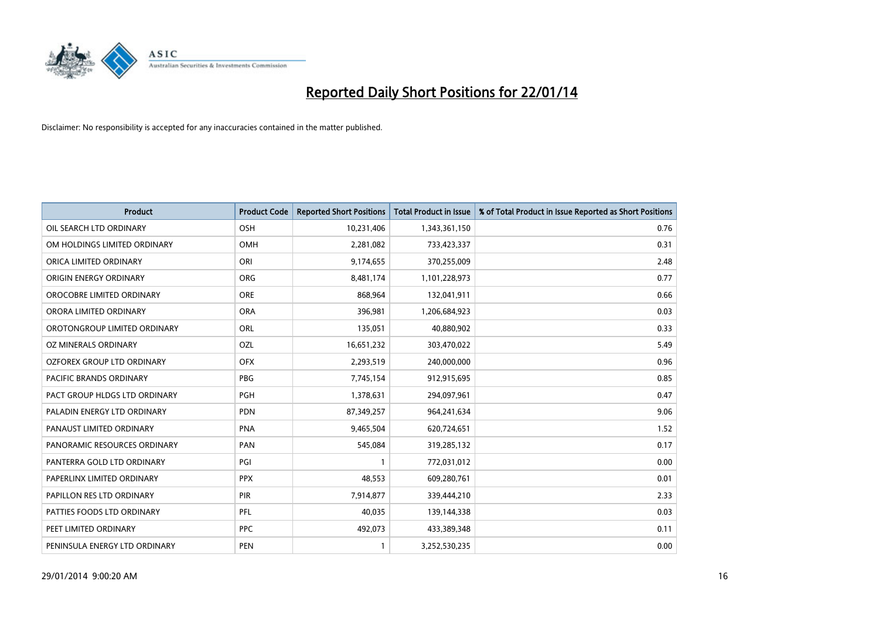# Reported Daily Short Positions for 22/01/14

Disclaimer: No responsibility is accepted for any inaccuracies contained in the matter published.

| Product | Product Code | Reported Short Positions | Total Product in Issue | % of Total Product in Issue Reported as Short Positions |
|---|---|---|---|---|
| OIL SEARCH LTD ORDINARY | OSH | 10,231,406 | 1,343,361,150 | 0.76 |
| OM HOLDINGS LIMITED ORDINARY | OMH | 2,281,082 | 733,423,337 | 0.31 |
| ORICA LIMITED ORDINARY | ORI | 9,174,655 | 370,255,009 | 2.48 |
| ORIGIN ENERGY ORDINARY | ORG | 8,481,174 | 1,101,228,973 | 0.77 |
| OROCOBRE LIMITED ORDINARY | ORE | 868,964 | 132,041,911 | 0.66 |
| ORORA LIMITED ORDINARY | ORA | 396,981 | 1,206,684,923 | 0.03 |
| OROTONGROUP LIMITED ORDINARY | ORL | 135,051 | 40,880,902 | 0.33 |
| OZ MINERALS ORDINARY | OZL | 16,651,232 | 303,470,022 | 5.49 |
| OZFOREX GROUP LTD ORDINARY | OFX | 2,293,519 | 240,000,000 | 0.96 |
| PACIFIC BRANDS ORDINARY | PBG | 7,745,154 | 912,915,695 | 0.85 |
| PACT GROUP HLDGS LTD ORDINARY | PGH | 1,378,631 | 294,097,961 | 0.47 |
| PALADIN ENERGY LTD ORDINARY | PDN | 87,349,257 | 964,241,634 | 9.06 |
| PANAUST LIMITED ORDINARY | PNA | 9,465,504 | 620,724,651 | 1.52 |
| PANORAMIC RESOURCES ORDINARY | PAN | 545,084 | 319,285,132 | 0.17 |
| PANTERRA GOLD LTD ORDINARY | PGI | 1 | 772,031,012 | 0.00 |
| PAPERLINX LIMITED ORDINARY | PPX | 48,553 | 609,280,761 | 0.01 |
| PAPILLON RES LTD ORDINARY | PIR | 7,914,877 | 339,444,210 | 2.33 |
| PATTIES FOODS LTD ORDINARY | PFL | 40,035 | 139,144,338 | 0.03 |
| PEET LIMITED ORDINARY | PPC | 492,073 | 433,389,348 | 0.11 |
| PENINSULA ENERGY LTD ORDINARY | PEN | 1 | 3,252,530,235 | 0.00 |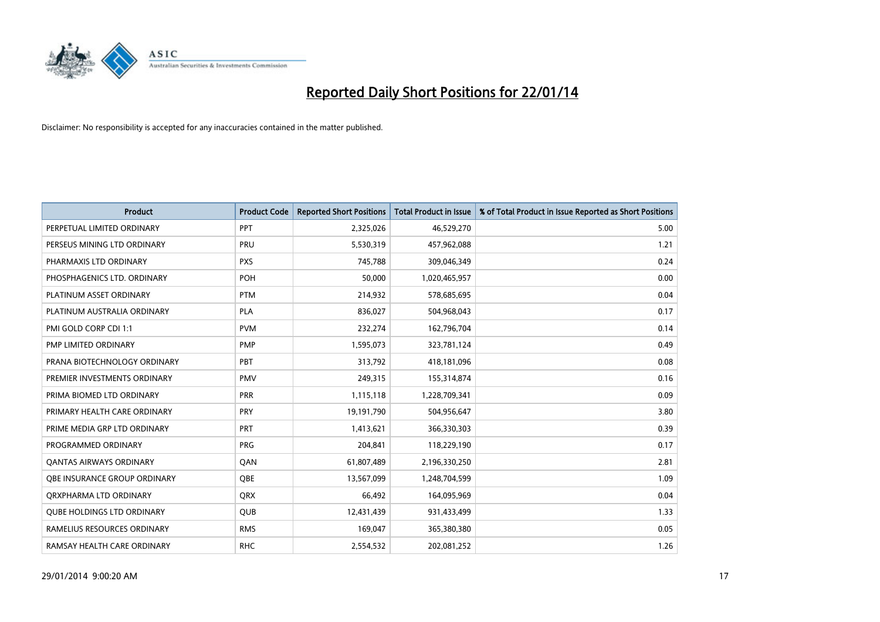# Reported Daily Short Positions for 22/01/14

Disclaimer: No responsibility is accepted for any inaccuracies contained in the matter published.

| Product | Product Code | Reported Short Positions | Total Product in Issue | % of Total Product in Issue Reported as Short Positions |
|---|---|---|---|---|
| PERPETUAL LIMITED ORDINARY | PPT | 2,325,026 | 46,529,270 | 5.00 |
| PERSEUS MINING LTD ORDINARY | PRU | 5,530,319 | 457,962,088 | 1.21 |
| PHARMAXIS LTD ORDINARY | PXS | 745,788 | 309,046,349 | 0.24 |
| PHOSPHAGENICS LTD. ORDINARY | POH | 50,000 | 1,020,465,957 | 0.00 |
| PLATINUM ASSET ORDINARY | PTM | 214,932 | 578,685,695 | 0.04 |
| PLATINUM AUSTRALIA ORDINARY | PLA | 836,027 | 504,968,043 | 0.17 |
| PMI GOLD CORP CDI 1:1 | PVM | 232,274 | 162,796,704 | 0.14 |
| PMP LIMITED ORDINARY | PMP | 1,595,073 | 323,781,124 | 0.49 |
| PRANA BIOTECHNOLOGY ORDINARY | PBT | 313,792 | 418,181,096 | 0.08 |
| PREMIER INVESTMENTS ORDINARY | PMV | 249,315 | 155,314,874 | 0.16 |
| PRIMA BIOMED LTD ORDINARY | PRR | 1,115,118 | 1,228,709,341 | 0.09 |
| PRIMARY HEALTH CARE ORDINARY | PRY | 19,191,790 | 504,956,647 | 3.80 |
| PRIME MEDIA GRP LTD ORDINARY | PRT | 1,413,621 | 366,330,303 | 0.39 |
| PROGRAMMED ORDINARY | PRG | 204,841 | 118,229,190 | 0.17 |
| QANTAS AIRWAYS ORDINARY | QAN | 61,807,489 | 2,196,330,250 | 2.81 |
| QBE INSURANCE GROUP ORDINARY | QBE | 13,567,099 | 1,248,704,599 | 1.09 |
| QRXPHARMA LTD ORDINARY | QRX | 66,492 | 164,095,969 | 0.04 |
| QUBE HOLDINGS LTD ORDINARY | QUB | 12,431,439 | 931,433,499 | 1.33 |
| RAMELIUS RESOURCES ORDINARY | RMS | 169,047 | 365,380,380 | 0.05 |
| RAMSAY HEALTH CARE ORDINARY | RHC | 2,554,532 | 202,081,252 | 1.26 |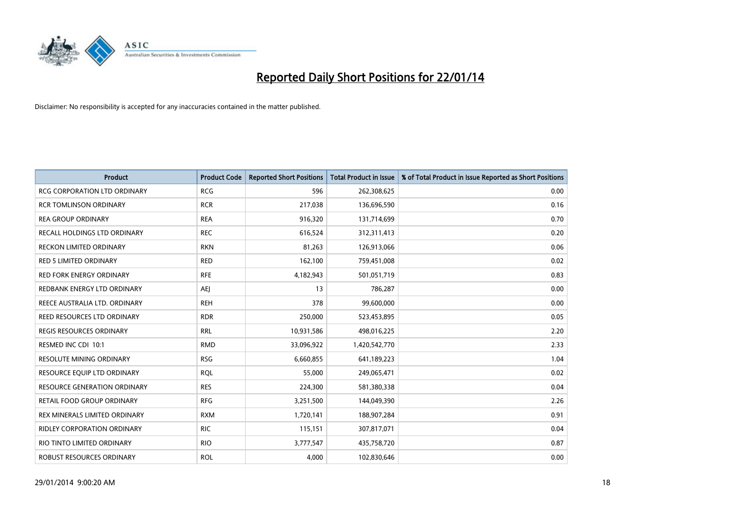# Reported Daily Short Positions for 22/01/14

Disclaimer: No responsibility is accepted for any inaccuracies contained in the matter published.

| Product | Product Code | Reported Short Positions | Total Product in Issue | % of Total Product in Issue Reported as Short Positions |
|---|---|---|---|---|
| RCG CORPORATION LTD ORDINARY | RCG | 596 | 262,308,625 | 0.00 |
| RCR TOMLINSON ORDINARY | RCR | 217,038 | 136,696,590 | 0.16 |
| REA GROUP ORDINARY | REA | 916,320 | 131,714,699 | 0.70 |
| RECALL HOLDINGS LTD ORDINARY | REC | 616,524 | 312,311,413 | 0.20 |
| RECKON LIMITED ORDINARY | RKN | 81,263 | 126,913,066 | 0.06 |
| RED 5 LIMITED ORDINARY | RED | 162,100 | 759,451,008 | 0.02 |
| RED FORK ENERGY ORDINARY | RFE | 4,182,943 | 501,051,719 | 0.83 |
| REDBANK ENERGY LTD ORDINARY | AEJ | 13 | 786,287 | 0.00 |
| REECE AUSTRALIA LTD. ORDINARY | REH | 378 | 99,600,000 | 0.00 |
| REED RESOURCES LTD ORDINARY | RDR | 250,000 | 523,453,895 | 0.05 |
| REGIS RESOURCES ORDINARY | RRL | 10,931,586 | 498,016,225 | 2.20 |
| RESMED INC CDI 10:1 | RMD | 33,096,922 | 1,420,542,770 | 2.33 |
| RESOLUTE MINING ORDINARY | RSG | 6,660,855 | 641,189,223 | 1.04 |
| RESOURCE EQUIP LTD ORDINARY | RQL | 55,000 | 249,065,471 | 0.02 |
| RESOURCE GENERATION ORDINARY | RES | 224,300 | 581,380,338 | 0.04 |
| RETAIL FOOD GROUP ORDINARY | RFG | 3,251,500 | 144,049,390 | 2.26 |
| REX MINERALS LIMITED ORDINARY | RXM | 1,720,141 | 188,907,284 | 0.91 |
| RIDLEY CORPORATION ORDINARY | RIC | 115,151 | 307,817,071 | 0.04 |
| RIO TINTO LIMITED ORDINARY | RIO | 3,777,547 | 435,758,720 | 0.87 |
| ROBUST RESOURCES ORDINARY | ROL | 4,000 | 102,830,646 | 0.00 |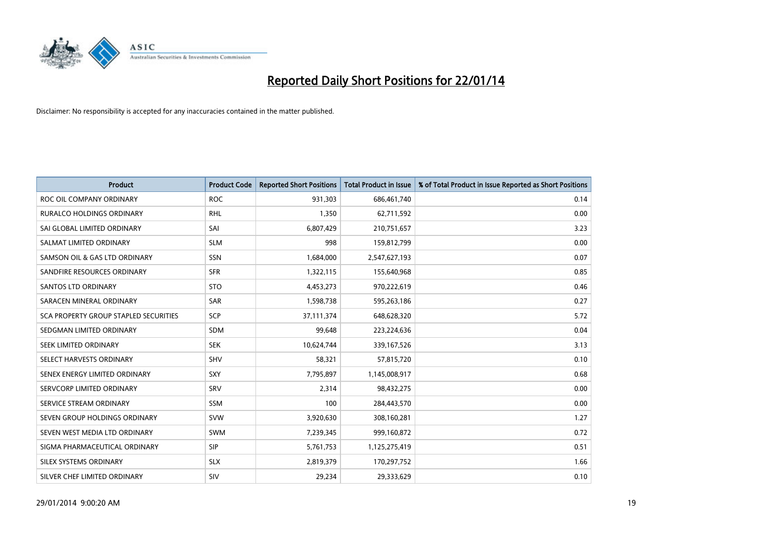# Reported Daily Short Positions for 22/01/14

Disclaimer: No responsibility is accepted for any inaccuracies contained in the matter published.

| Product | Product Code | Reported Short Positions | Total Product in Issue | % of Total Product in Issue Reported as Short Positions |
|---|---|---|---|---|
| ROC OIL COMPANY ORDINARY | ROC | 931,303 | 686,461,740 | 0.14 |
| RURALCO HOLDINGS ORDINARY | RHL | 1,350 | 62,711,592 | 0.00 |
| SAI GLOBAL LIMITED ORDINARY | SAI | 6,807,429 | 210,751,657 | 3.23 |
| SALMAT LIMITED ORDINARY | SLM | 998 | 159,812,799 | 0.00 |
| SAMSON OIL & GAS LTD ORDINARY | SSN | 1,684,000 | 2,547,627,193 | 0.07 |
| SANDFIRE RESOURCES ORDINARY | SFR | 1,322,115 | 155,640,968 | 0.85 |
| SANTOS LTD ORDINARY | STO | 4,453,273 | 970,222,619 | 0.46 |
| SARACEN MINERAL ORDINARY | SAR | 1,598,738 | 595,263,186 | 0.27 |
| SCA PROPERTY GROUP STAPLED SECURITIES | SCP | 37,111,374 | 648,628,320 | 5.72 |
| SEDGMAN LIMITED ORDINARY | SDM | 99,648 | 223,224,636 | 0.04 |
| SEEK LIMITED ORDINARY | SEK | 10,624,744 | 339,167,526 | 3.13 |
| SELECT HARVESTS ORDINARY | SHV | 58,321 | 57,815,720 | 0.10 |
| SENEX ENERGY LIMITED ORDINARY | SXY | 7,795,897 | 1,145,008,917 | 0.68 |
| SERVCORP LIMITED ORDINARY | SRV | 2,314 | 98,432,275 | 0.00 |
| SERVICE STREAM ORDINARY | SSM | 100 | 284,443,570 | 0.00 |
| SEVEN GROUP HOLDINGS ORDINARY | SVW | 3,920,630 | 308,160,281 | 1.27 |
| SEVEN WEST MEDIA LTD ORDINARY | SWM | 7,239,345 | 999,160,872 | 0.72 |
| SIGMA PHARMACEUTICAL ORDINARY | SIP | 5,761,753 | 1,125,275,419 | 0.51 |
| SILEX SYSTEMS ORDINARY | SLX | 2,819,379 | 170,297,752 | 1.66 |
| SILVER CHEF LIMITED ORDINARY | SIV | 29,234 | 29,333,629 | 0.10 |

29/01/2014 9:00:20 AM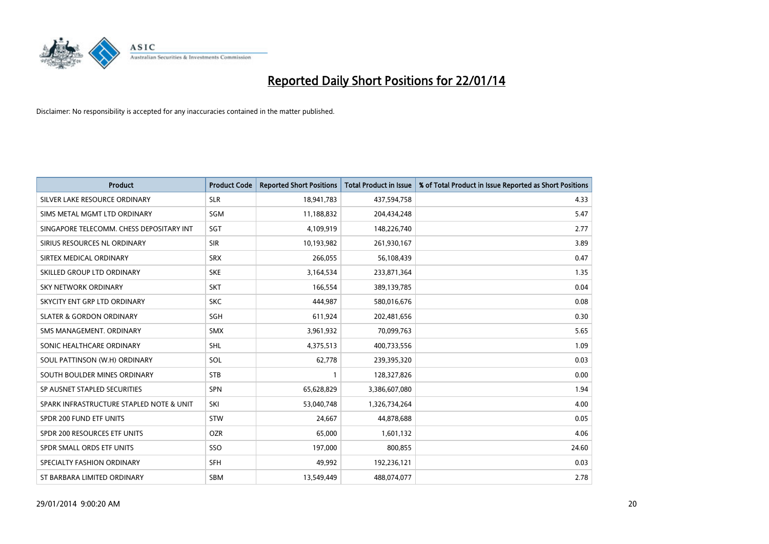# Reported Daily Short Positions for 22/01/14

Disclaimer: No responsibility is accepted for any inaccuracies contained in the matter published.

| Product | Product Code | Reported Short Positions | Total Product in Issue | % of Total Product in Issue Reported as Short Positions |
|---|---|---|---|---|
| SILVER LAKE RESOURCE ORDINARY | SLR | 18,941,783 | 437,594,758 | 4.33 |
| SIMS METAL MGMT LTD ORDINARY | SGM | 11,188,832 | 204,434,248 | 5.47 |
| SINGAPORE TELECOMM. CHESS DEPOSITARY INT | SGT | 4,109,919 | 148,226,740 | 2.77 |
| SIRIUS RESOURCES NL ORDINARY | SIR | 10,193,982 | 261,930,167 | 3.89 |
| SIRTEX MEDICAL ORDINARY | SRX | 266,055 | 56,108,439 | 0.47 |
| SKILLED GROUP LTD ORDINARY | SKE | 3,164,534 | 233,871,364 | 1.35 |
| SKY NETWORK ORDINARY | SKT | 166,554 | 389,139,785 | 0.04 |
| SKYCITY ENT GRP LTD ORDINARY | SKC | 444,987 | 580,016,676 | 0.08 |
| SLATER & GORDON ORDINARY | SGH | 611,924 | 202,481,656 | 0.30 |
| SMS MANAGEMENT. ORDINARY | SMX | 3,961,932 | 70,099,763 | 5.65 |
| SONIC HEALTHCARE ORDINARY | SHL | 4,375,513 | 400,733,556 | 1.09 |
| SOUL PATTINSON (W.H) ORDINARY | SOL | 62,778 | 239,395,320 | 0.03 |
| SOUTH BOULDER MINES ORDINARY | STB | 1 | 128,327,826 | 0.00 |
| SP AUSNET STAPLED SECURITIES | SPN | 65,628,829 | 3,386,607,080 | 1.94 |
| SPARK INFRASTRUCTURE STAPLED NOTE & UNIT | SKI | 53,040,748 | 1,326,734,264 | 4.00 |
| SPDR 200 FUND ETF UNITS | STW | 24,667 | 44,878,688 | 0.05 |
| SPDR 200 RESOURCES ETF UNITS | OZR | 65,000 | 1,601,132 | 4.06 |
| SPDR SMALL ORDS ETF UNITS | SSO | 197,000 | 800,855 | 24.60 |
| SPECIALTY FASHION ORDINARY | SFH | 49,992 | 192,236,121 | 0.03 |
| ST BARBARA LIMITED ORDINARY | SBM | 13,549,449 | 488,074,077 | 2.78 |

29/01/2014 9:00:20 AM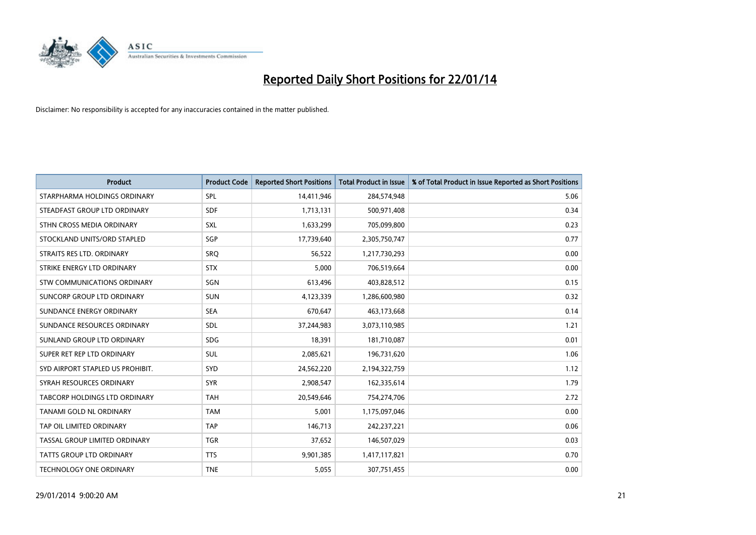# Reported Daily Short Positions for 22/01/14

Disclaimer: No responsibility is accepted for any inaccuracies contained in the matter published.

| Product | Product Code | Reported Short Positions | Total Product in Issue | % of Total Product in Issue Reported as Short Positions |
|---|---|---|---|---|
| STARPHARMA HOLDINGS ORDINARY | SPL | 14,411,946 | 284,574,948 | 5.06 |
| STEADFAST GROUP LTD ORDINARY | SDF | 1,713,131 | 500,971,408 | 0.34 |
| STHN CROSS MEDIA ORDINARY | SXL | 1,633,299 | 705,099,800 | 0.23 |
| STOCKLAND UNITS/ORD STAPLED | SGP | 17,739,640 | 2,305,750,747 | 0.77 |
| STRAITS RES LTD. ORDINARY | SRQ | 56,522 | 1,217,730,293 | 0.00 |
| STRIKE ENERGY LTD ORDINARY | STX | 5,000 | 706,519,664 | 0.00 |
| STW COMMUNICATIONS ORDINARY | SGN | 613,496 | 403,828,512 | 0.15 |
| SUNCORP GROUP LTD ORDINARY | SUN | 4,123,339 | 1,286,600,980 | 0.32 |
| SUNDANCE ENERGY ORDINARY | SEA | 670,647 | 463,173,668 | 0.14 |
| SUNDANCE RESOURCES ORDINARY | SDL | 37,244,983 | 3,073,110,985 | 1.21 |
| SUNLAND GROUP LTD ORDINARY | SDG | 18,391 | 181,710,087 | 0.01 |
| SUPER RET REP LTD ORDINARY | SUL | 2,085,621 | 196,731,620 | 1.06 |
| SYD AIRPORT STAPLED US PROHIBIT. | SYD | 24,562,220 | 2,194,322,759 | 1.12 |
| SYRAH RESOURCES ORDINARY | SYR | 2,908,547 | 162,335,614 | 1.79 |
| TABCORP HOLDINGS LTD ORDINARY | TAH | 20,549,646 | 754,274,706 | 2.72 |
| TANAMI GOLD NL ORDINARY | TAM | 5,001 | 1,175,097,046 | 0.00 |
| TAP OIL LIMITED ORDINARY | TAP | 146,713 | 242,237,221 | 0.06 |
| TASSAL GROUP LIMITED ORDINARY | TGR | 37,652 | 146,507,029 | 0.03 |
| TATTS GROUP LTD ORDINARY | TTS | 9,901,385 | 1,417,117,821 | 0.70 |
| TECHNOLOGY ONE ORDINARY | TNE | 5,055 | 307,751,455 | 0.00 |

29/01/2014 9:00:20 AM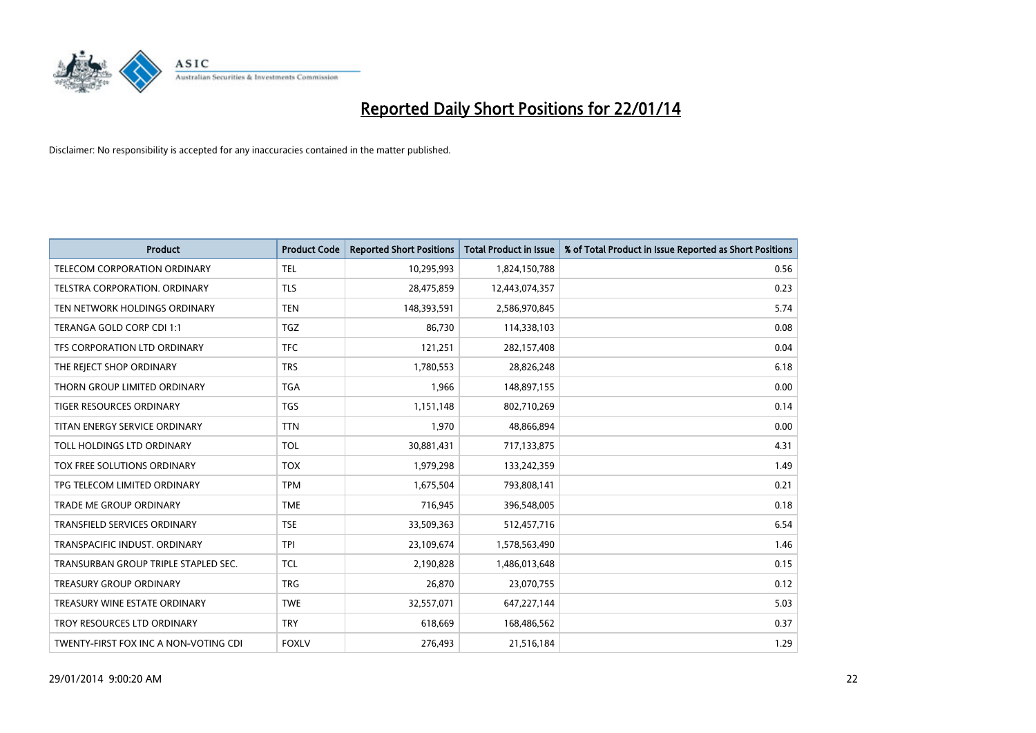# Reported Daily Short Positions for 22/01/14

Disclaimer: No responsibility is accepted for any inaccuracies contained in the matter published.

| Product | Product Code | Reported Short Positions | Total Product in Issue | % of Total Product in Issue Reported as Short Positions |
|---|---|---|---|---|
| TELECOM CORPORATION ORDINARY | TEL | 10,295,993 | 1,824,150,788 | 0.56 |
| TELSTRA CORPORATION. ORDINARY | TLS | 28,475,859 | 12,443,074,357 | 0.23 |
| TEN NETWORK HOLDINGS ORDINARY | TEN | 148,393,591 | 2,586,970,845 | 5.74 |
| TERANGA GOLD CORP CDI 1:1 | TGZ | 86,730 | 114,338,103 | 0.08 |
| TFS CORPORATION LTD ORDINARY | TFC | 121,251 | 282,157,408 | 0.04 |
| THE REJECT SHOP ORDINARY | TRS | 1,780,553 | 28,826,248 | 6.18 |
| THORN GROUP LIMITED ORDINARY | TGA | 1,966 | 148,897,155 | 0.00 |
| TIGER RESOURCES ORDINARY | TGS | 1,151,148 | 802,710,269 | 0.14 |
| TITAN ENERGY SERVICE ORDINARY | TTN | 1,970 | 48,866,894 | 0.00 |
| TOLL HOLDINGS LTD ORDINARY | TOL | 30,881,431 | 717,133,875 | 4.31 |
| TOX FREE SOLUTIONS ORDINARY | TOX | 1,979,298 | 133,242,359 | 1.49 |
| TPG TELECOM LIMITED ORDINARY | TPM | 1,675,504 | 793,808,141 | 0.21 |
| TRADE ME GROUP ORDINARY | TME | 716,945 | 396,548,005 | 0.18 |
| TRANSFIELD SERVICES ORDINARY | TSE | 33,509,363 | 512,457,716 | 6.54 |
| TRANSPACIFIC INDUST. ORDINARY | TPI | 23,109,674 | 1,578,563,490 | 1.46 |
| TRANSURBAN GROUP TRIPLE STAPLED SEC. | TCL | 2,190,828 | 1,486,013,648 | 0.15 |
| TREASURY GROUP ORDINARY | TRG | 26,870 | 23,070,755 | 0.12 |
| TREASURY WINE ESTATE ORDINARY | TWE | 32,557,071 | 647,227,144 | 5.03 |
| TROY RESOURCES LTD ORDINARY | TRY | 618,669 | 168,486,562 | 0.37 |
| TWENTY-FIRST FOX INC A NON-VOTING CDI | FOXLV | 276,493 | 21,516,184 | 1.29 |

29/01/2014 9:00:20 AM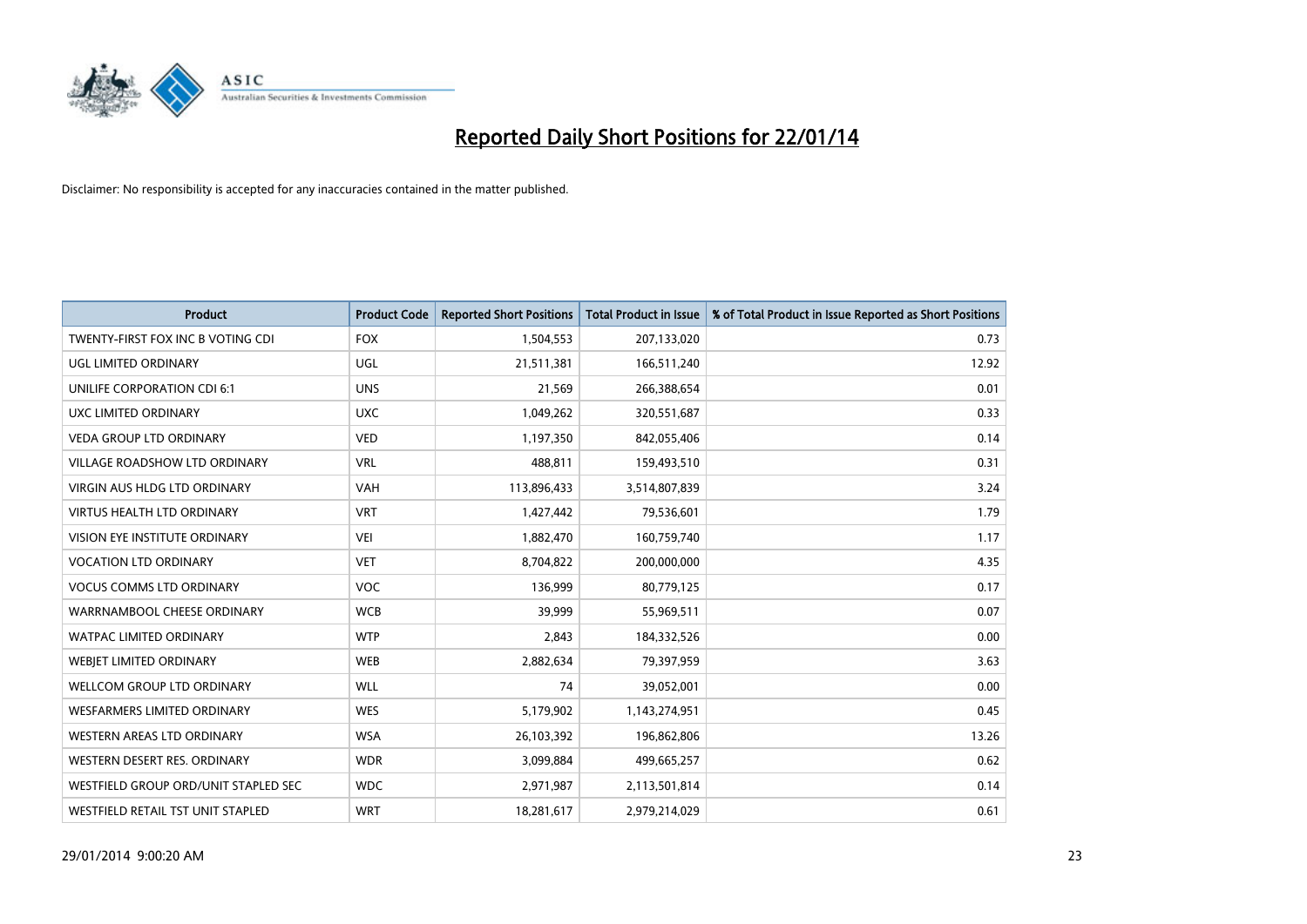# Reported Daily Short Positions for 22/01/14

Disclaimer: No responsibility is accepted for any inaccuracies contained in the matter published.

| Product | Product Code | Reported Short Positions | Total Product in Issue | % of Total Product in Issue Reported as Short Positions |
| --- | --- | --- | --- | --- |
| TWENTY-FIRST FOX INC B VOTING CDI | FOX | 1,504,553 | 207,133,020 | 0.73 |
| UGL LIMITED ORDINARY | UGL | 21,511,381 | 166,511,240 | 12.92 |
| UNILIFE CORPORATION CDI 6:1 | UNS | 21,569 | 266,388,654 | 0.01 |
| UXC LIMITED ORDINARY | UXC | 1,049,262 | 320,551,687 | 0.33 |
| VEDA GROUP LTD ORDINARY | VED | 1,197,350 | 842,055,406 | 0.14 |
| VILLAGE ROADSHOW LTD ORDINARY | VRL | 488,811 | 159,493,510 | 0.31 |
| VIRGIN AUS HLDG LTD ORDINARY | VAH | 113,896,433 | 3,514,807,839 | 3.24 |
| VIRTUS HEALTH LTD ORDINARY | VRT | 1,427,442 | 79,536,601 | 1.79 |
| VISION EYE INSTITUTE ORDINARY | VEI | 1,882,470 | 160,759,740 | 1.17 |
| VOCATION LTD ORDINARY | VET | 8,704,822 | 200,000,000 | 4.35 |
| VOCUS COMMS LTD ORDINARY | VOC | 136,999 | 80,779,125 | 0.17 |
| WARRNAMBOOL CHEESE ORDINARY | WCB | 39,999 | 55,969,511 | 0.07 |
| WATPAC LIMITED ORDINARY | WTP | 2,843 | 184,332,526 | 0.00 |
| WEBJET LIMITED ORDINARY | WEB | 2,882,634 | 79,397,959 | 3.63 |
| WELLCOM GROUP LTD ORDINARY | WLL | 74 | 39,052,001 | 0.00 |
| WESFARMERS LIMITED ORDINARY | WES | 5,179,902 | 1,143,274,951 | 0.45 |
| WESTERN AREAS LTD ORDINARY | WSA | 26,103,392 | 196,862,806 | 13.26 |
| WESTERN DESERT RES. ORDINARY | WDR | 3,099,884 | 499,665,257 | 0.62 |
| WESTFIELD GROUP ORD/UNIT STAPLED SEC | WDC | 2,971,987 | 2,113,501,814 | 0.14 |
| WESTFIELD RETAIL TST UNIT STAPLED | WRT | 18,281,617 | 2,979,214,029 | 0.61 |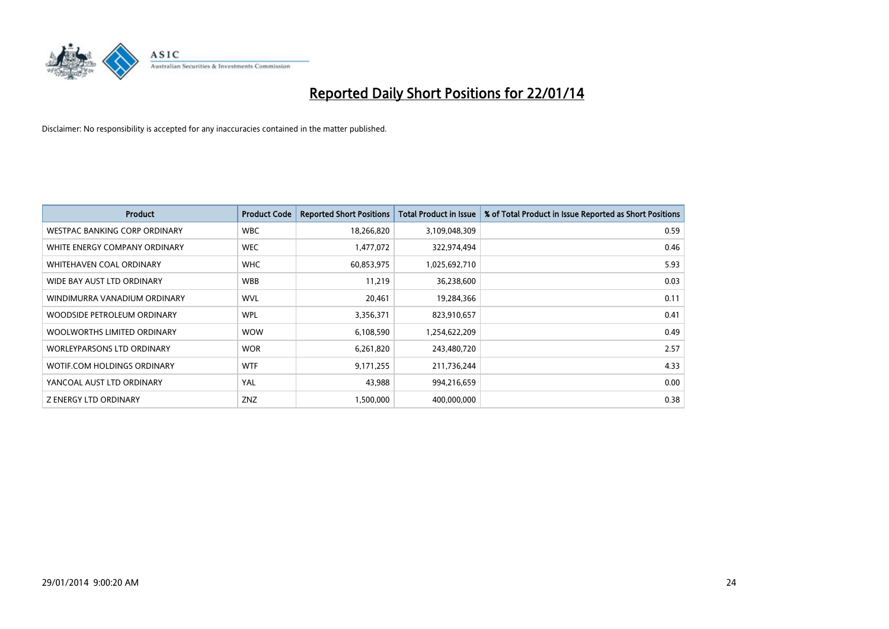# Reported Daily Short Positions for 22/01/14

Disclaimer: No responsibility is accepted for any inaccuracies contained in the matter published.

| Product | Product Code | Reported Short Positions | Total Product in Issue | % of Total Product in Issue Reported as Short Positions |
|---|---|---|---|---|
| WESTPAC BANKING CORP ORDINARY | WBC | 18,266,820 | 3,109,048,309 | 0.59 |
| WHITE ENERGY COMPANY ORDINARY | WEC | 1,477,072 | 322,974,494 | 0.46 |
| WHITEHAVEN COAL ORDINARY | WHC | 60,853,975 | 1,025,692,710 | 5.93 |
| WIDE BAY AUST LTD ORDINARY | WBB | 11,219 | 36,238,600 | 0.03 |
| WINDIMURRA VANADIUM ORDINARY | WVL | 20,461 | 19,284,366 | 0.11 |
| WOODSIDE PETROLEUM ORDINARY | WPL | 3,356,371 | 823,910,657 | 0.41 |
| WOOLWORTHS LIMITED ORDINARY | WOW | 6,108,590 | 1,254,622,209 | 0.49 |
| WORLEYPARSONS LTD ORDINARY | WOR | 6,261,820 | 243,480,720 | 2.57 |
| WOTIF.COM HOLDINGS ORDINARY | WTF | 9,171,255 | 211,736,244 | 4.33 |
| YANCOAL AUST LTD ORDINARY | YAL | 43,988 | 994,216,659 | 0.00 |
| Z ENERGY LTD ORDINARY | ZNZ | 1,500,000 | 400,000,000 | 0.38 |